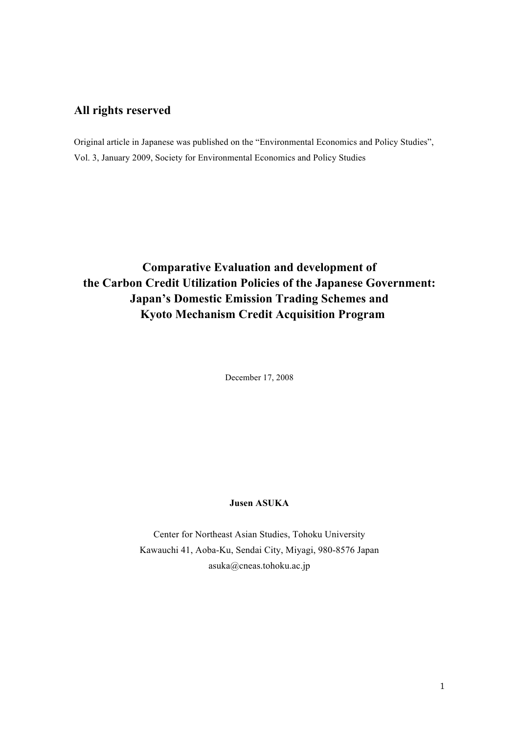**All rights reserved**

Original article in Japanese was published on the "Environmental Economics and Policy Studies", Vol. 3, January 2009, Society for Environmental Economics and Policy Studies

# Comparative Evaluation and development of the Carbon Credit Utilization Policies of the Japanese Government: Japan's Domestic Emission Trading Schemes and Kyoto Mechanism Credit Acquisition Program

December 17, 2008

**Jusen ASUKA**

Center for Northeast Asian Studies, Tohoku University
Kawauchi 41, Aoba-Ku, Sendai City, Miyagi, 980-8576 Japan
asuka@cneas.tohoku.ac.jp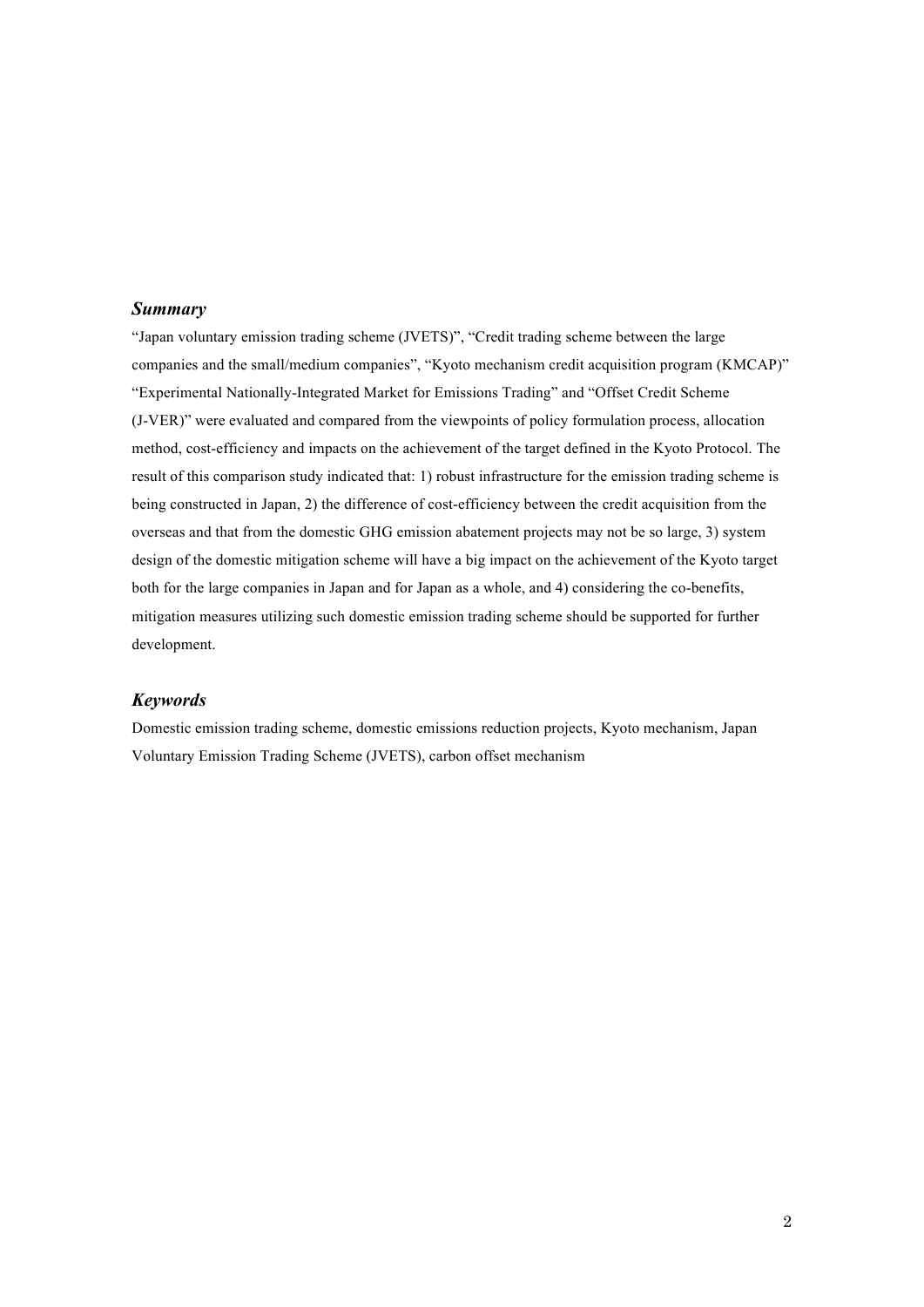## *Summary*

"Japan voluntary emission trading scheme (JVETS)", "Credit trading scheme between the large companies and the small/medium companies", "Kyoto mechanism credit acquisition program (KMCAP)" "Experimental Nationally-Integrated Market for Emissions Trading" and "Offset Credit Scheme (J-VER)" were evaluated and compared from the viewpoints of policy formulation process, allocation method, cost-efficiency and impacts on the achievement of the target defined in the Kyoto Protocol. The result of this comparison study indicated that: 1) robust infrastructure for the emission trading scheme is being constructed in Japan, 2) the difference of cost-efficiency between the credit acquisition from the overseas and that from the domestic GHG emission abatement projects may not be so large, 3) system design of the domestic mitigation scheme will have a big impact on the achievement of the Kyoto target both for the large companies in Japan and for Japan as a whole, and 4) considering the co-benefits, mitigation measures utilizing such domestic emission trading scheme should be supported for further development.

## *Keywords*

Domestic emission trading scheme, domestic emissions reduction projects, Kyoto mechanism, Japan Voluntary Emission Trading Scheme (JVETS), carbon offset mechanism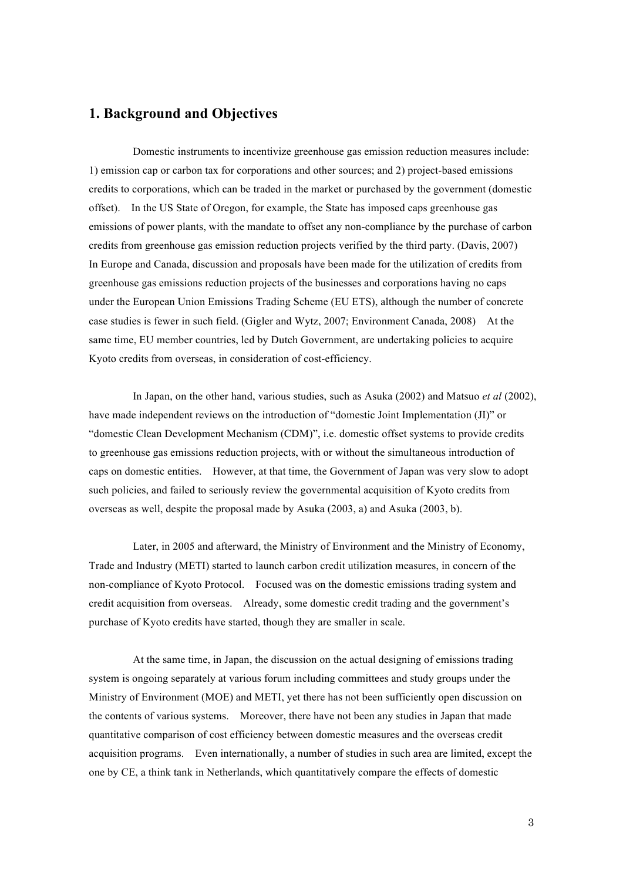## 1. Background and Objectives

Domestic instruments to incentivize greenhouse gas emission reduction measures include: 1) emission cap or carbon tax for corporations and other sources; and 2) project-based emissions credits to corporations, which can be traded in the market or purchased by the government (domestic offset). In the US State of Oregon, for example, the State has imposed caps greenhouse gas emissions of power plants, with the mandate to offset any non-compliance by the purchase of carbon credits from greenhouse gas emission reduction projects verified by the third party. (Davis, 2007) In Europe and Canada, discussion and proposals have been made for the utilization of credits from greenhouse gas emissions reduction projects of the businesses and corporations having no caps under the European Union Emissions Trading Scheme (EU ETS), although the number of concrete case studies is fewer in such field. (Gigler and Wytz, 2007; Environment Canada, 2008) At the same time, EU member countries, led by Dutch Government, are undertaking policies to acquire Kyoto credits from overseas, in consideration of cost-efficiency.

In Japan, on the other hand, various studies, such as Asuka (2002) and Matsuo *et al* (2002), have made independent reviews on the introduction of "domestic Joint Implementation (JI)" or "domestic Clean Development Mechanism (CDM)", i.e. domestic offset systems to provide credits to greenhouse gas emissions reduction projects, with or without the simultaneous introduction of caps on domestic entities. However, at that time, the Government of Japan was very slow to adopt such policies, and failed to seriously review the governmental acquisition of Kyoto credits from overseas as well, despite the proposal made by Asuka (2003, a) and Asuka (2003, b).

Later, in 2005 and afterward, the Ministry of Environment and the Ministry of Economy, Trade and Industry (METI) started to launch carbon credit utilization measures, in concern of the non-compliance of Kyoto Protocol. Focused was on the domestic emissions trading system and credit acquisition from overseas. Already, some domestic credit trading and the government's purchase of Kyoto credits have started, though they are smaller in scale.

At the same time, in Japan, the discussion on the actual designing of emissions trading system is ongoing separately at various forum including committees and study groups under the Ministry of Environment (MOE) and METI, yet there has not been sufficiently open discussion on the contents of various systems. Moreover, there have not been any studies in Japan that made quantitative comparison of cost efficiency between domestic measures and the overseas credit acquisition programs. Even internationally, a number of studies in such area are limited, except the one by CE, a think tank in Netherlands, which quantitatively compare the effects of domestic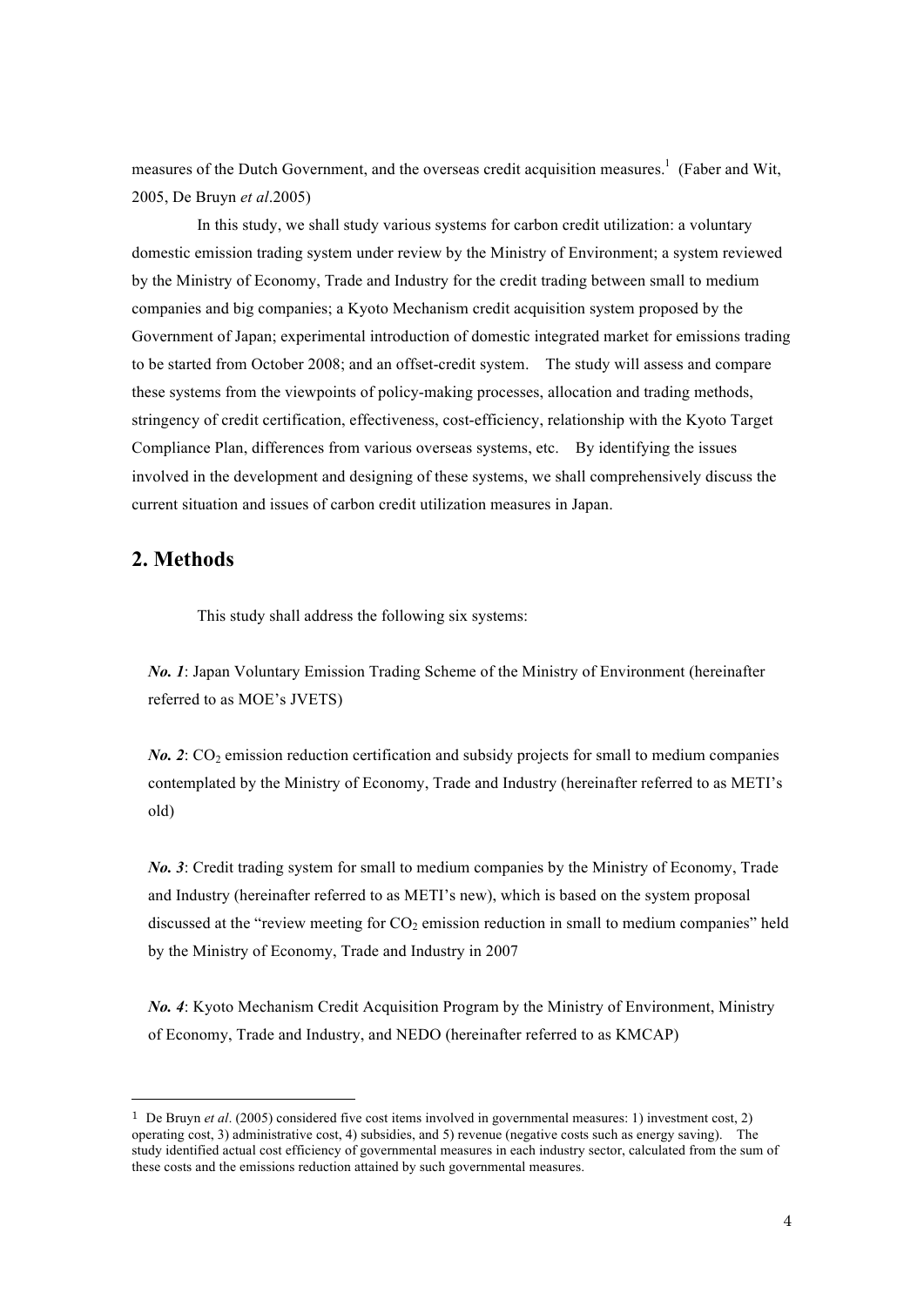measures of the Dutch Government, and the overseas credit acquisition measures.[1] (Faber and Wit, 2005, De Bruyn *et al*.2005)

In this study, we shall study various systems for carbon credit utilization: a voluntary domestic emission trading system under review by the Ministry of Environment; a system reviewed by the Ministry of Economy, Trade and Industry for the credit trading between small to medium companies and big companies; a Kyoto Mechanism credit acquisition system proposed by the Government of Japan; experimental introduction of domestic integrated market for emissions trading to be started from October 2008; and an offset-credit system. The study will assess and compare these systems from the viewpoints of policy-making processes, allocation and trading methods, stringency of credit certification, effectiveness, cost-efficiency, relationship with the Kyoto Target Compliance Plan, differences from various overseas systems, etc. By identifying the issues involved in the development and designing of these systems, we shall comprehensively discuss the current situation and issues of carbon credit utilization measures in Japan.

## 2. Methods

This study shall address the following six systems:

***No. 1***: Japan Voluntary Emission Trading Scheme of the Ministry of Environment (hereinafter referred to as MOE's JVETS)

***No. 2***: $CO_2$ emission reduction certification and subsidy projects for small to medium companies contemplated by the Ministry of Economy, Trade and Industry (hereinafter referred to as METI's old)

***No. 3***: Credit trading system for small to medium companies by the Ministry of Economy, Trade and Industry (hereinafter referred to as METI's new), which is based on the system proposal discussed at the "review meeting for $CO_2$ emission reduction in small to medium companies" held by the Ministry of Economy, Trade and Industry in 2007

***No. 4***: Kyoto Mechanism Credit Acquisition Program by the Ministry of Environment, Ministry of Economy, Trade and Industry, and NEDO (hereinafter referred to as KMCAP)

---

[1] De Bruyn *et al*. (2005) considered five cost items involved in governmental measures: 1) investment cost, 2) operating cost, 3) administrative cost, 4) subsidies, and 5) revenue (negative costs such as energy saving). The study identified actual cost efficiency of governmental measures in each industry sector, calculated from the sum of these costs and the emissions reduction attained by such governmental measures.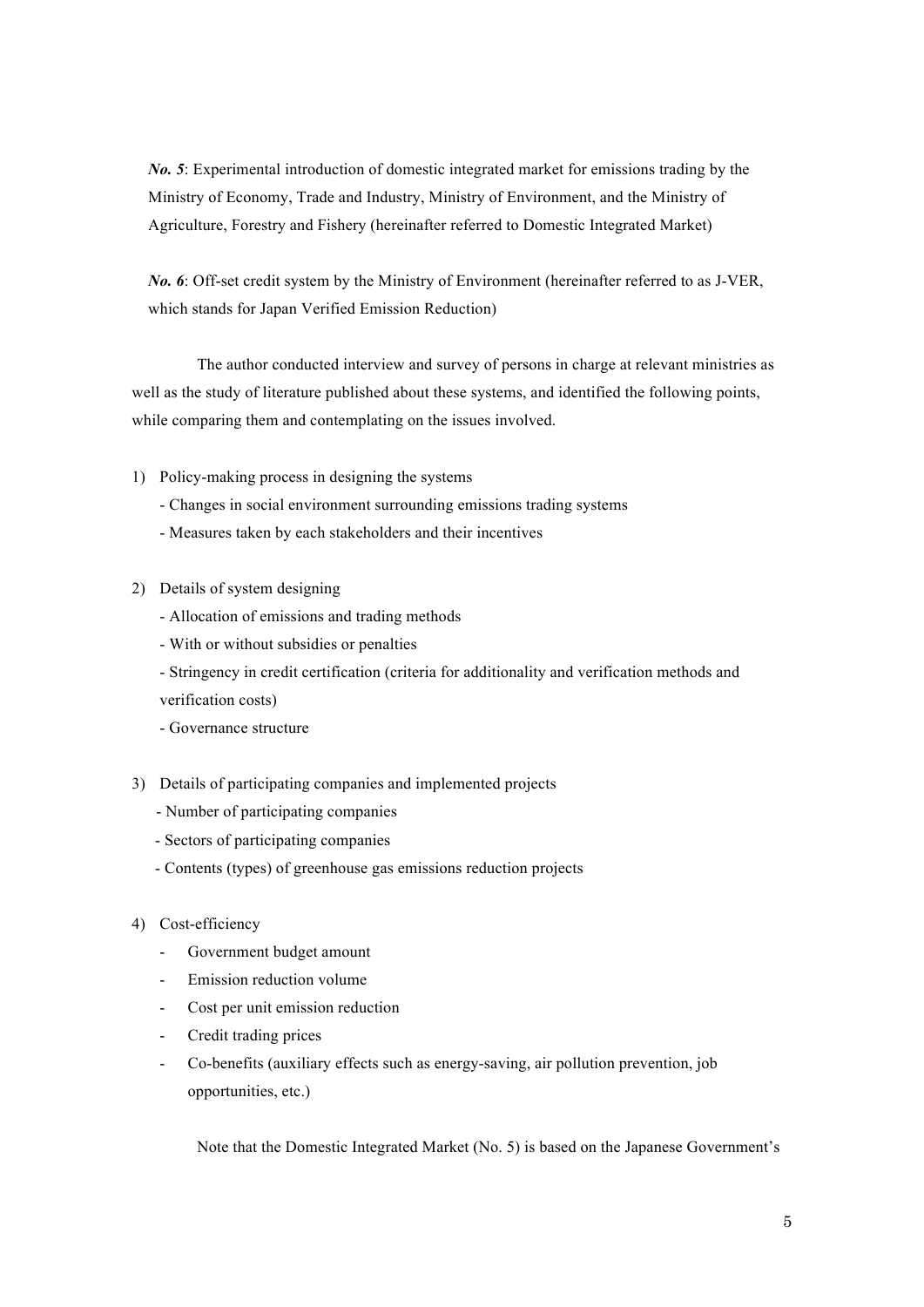*No. 5*: Experimental introduction of domestic integrated market for emissions trading by the Ministry of Economy, Trade and Industry, Ministry of Environment, and the Ministry of Agriculture, Forestry and Fishery (hereinafter referred to Domestic Integrated Market)

*No. 6*: Off-set credit system by the Ministry of Environment (hereinafter referred to as J-VER, which stands for Japan Verified Emission Reduction)

The author conducted interview and survey of persons in charge at relevant ministries as well as the study of literature published about these systems, and identified the following points, while comparing them and contemplating on the issues involved.

1) Policy-making process in designing the systems
   - Changes in social environment surrounding emissions trading systems
   - Measures taken by each stakeholders and their incentives

2) Details of system designing
   - Allocation of emissions and trading methods
   - With or without subsidies or penalties
   - Stringency in credit certification (criteria for additionality and verification methods and verification costs)
   - Governance structure

3) Details of participating companies and implemented projects
   - Number of participating companies
   - Sectors of participating companies
   - Contents (types) of greenhouse gas emissions reduction projects

4) Cost-efficiency
   - Government budget amount
   - Emission reduction volume
   - Cost per unit emission reduction
   - Credit trading prices
   - Co-benefits (auxiliary effects such as energy-saving, air pollution prevention, job opportunities, etc.)

Note that the Domestic Integrated Market (No. 5) is based on the Japanese Government's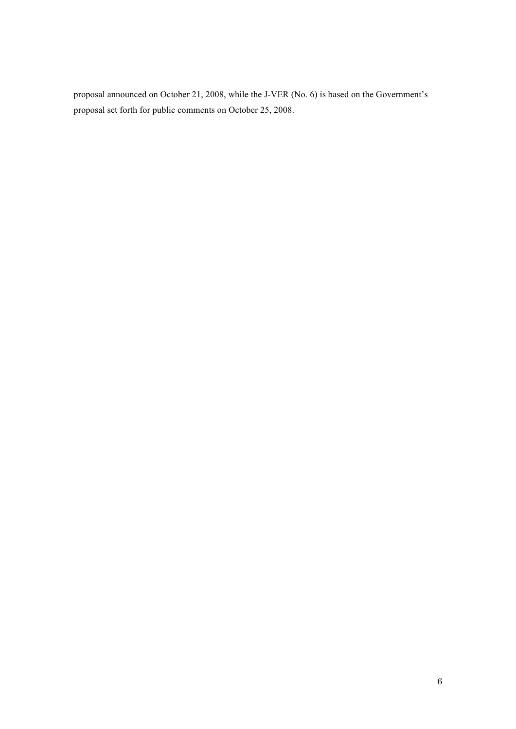proposal announced on October 21, 2008, while the J-VER (No. 6) is based on the Government's proposal set forth for public comments on October 25, 2008.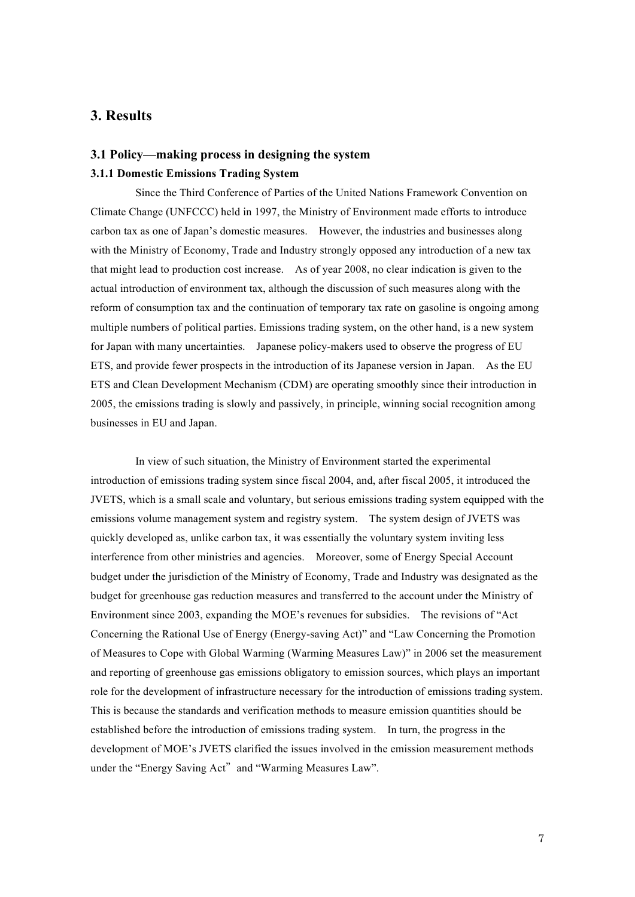## 3. Results

### 3.1 Policy—making process in designing the system

#### 3.1.1 Domestic Emissions Trading System

Since the Third Conference of Parties of the United Nations Framework Convention on Climate Change (UNFCCC) held in 1997, the Ministry of Environment made efforts to introduce carbon tax as one of Japan's domestic measures. However, the industries and businesses along with the Ministry of Economy, Trade and Industry strongly opposed any introduction of a new tax that might lead to production cost increase. As of year 2008, no clear indication is given to the actual introduction of environment tax, although the discussion of such measures along with the reform of consumption tax and the continuation of temporary tax rate on gasoline is ongoing among multiple numbers of political parties. Emissions trading system, on the other hand, is a new system for Japan with many uncertainties. Japanese policy-makers used to observe the progress of EU ETS, and provide fewer prospects in the introduction of its Japanese version in Japan. As the EU ETS and Clean Development Mechanism (CDM) are operating smoothly since their introduction in 2005, the emissions trading is slowly and passively, in principle, winning social recognition among businesses in EU and Japan.

In view of such situation, the Ministry of Environment started the experimental introduction of emissions trading system since fiscal 2004, and, after fiscal 2005, it introduced the JVETS, which is a small scale and voluntary, but serious emissions trading system equipped with the emissions volume management system and registry system. The system design of JVETS was quickly developed as, unlike carbon tax, it was essentially the voluntary system inviting less interference from other ministries and agencies. Moreover, some of Energy Special Account budget under the jurisdiction of the Ministry of Economy, Trade and Industry was designated as the budget for greenhouse gas reduction measures and transferred to the account under the Ministry of Environment since 2003, expanding the MOE's revenues for subsidies. The revisions of "Act Concerning the Rational Use of Energy (Energy-saving Act)" and "Law Concerning the Promotion of Measures to Cope with Global Warming (Warming Measures Law)" in 2006 set the measurement and reporting of greenhouse gas emissions obligatory to emission sources, which plays an important role for the development of infrastructure necessary for the introduction of emissions trading system. This is because the standards and verification methods to measure emission quantities should be established before the introduction of emissions trading system. In turn, the progress in the development of MOE's JVETS clarified the issues involved in the emission measurement methods under the "Energy Saving Act" and "Warming Measures Law".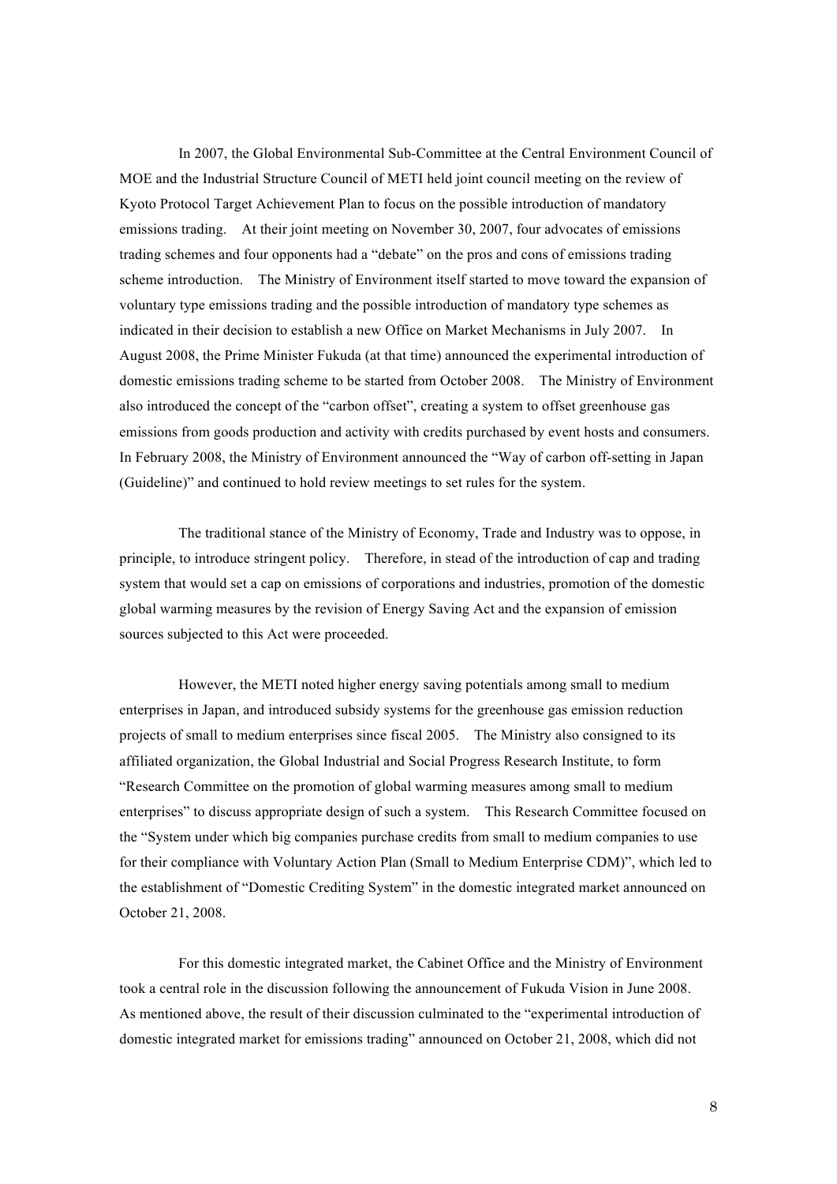In 2007, the Global Environmental Sub-Committee at the Central Environment Council of MOE and the Industrial Structure Council of METI held joint council meeting on the review of Kyoto Protocol Target Achievement Plan to focus on the possible introduction of mandatory emissions trading. At their joint meeting on November 30, 2007, four advocates of emissions trading schemes and four opponents had a "debate" on the pros and cons of emissions trading scheme introduction. The Ministry of Environment itself started to move toward the expansion of voluntary type emissions trading and the possible introduction of mandatory type schemes as indicated in their decision to establish a new Office on Market Mechanisms in July 2007. In August 2008, the Prime Minister Fukuda (at that time) announced the experimental introduction of domestic emissions trading scheme to be started from October 2008. The Ministry of Environment also introduced the concept of the "carbon offset", creating a system to offset greenhouse gas emissions from goods production and activity with credits purchased by event hosts and consumers. In February 2008, the Ministry of Environment announced the "Way of carbon off-setting in Japan (Guideline)" and continued to hold review meetings to set rules for the system.

The traditional stance of the Ministry of Economy, Trade and Industry was to oppose, in principle, to introduce stringent policy. Therefore, in stead of the introduction of cap and trading system that would set a cap on emissions of corporations and industries, promotion of the domestic global warming measures by the revision of Energy Saving Act and the expansion of emission sources subjected to this Act were proceeded.

However, the METI noted higher energy saving potentials among small to medium enterprises in Japan, and introduced subsidy systems for the greenhouse gas emission reduction projects of small to medium enterprises since fiscal 2005. The Ministry also consigned to its affiliated organization, the Global Industrial and Social Progress Research Institute, to form "Research Committee on the promotion of global warming measures among small to medium enterprises" to discuss appropriate design of such a system. This Research Committee focused on the "System under which big companies purchase credits from small to medium companies to use for their compliance with Voluntary Action Plan (Small to Medium Enterprise CDM)", which led to the establishment of "Domestic Crediting System" in the domestic integrated market announced on October 21, 2008.

For this domestic integrated market, the Cabinet Office and the Ministry of Environment took a central role in the discussion following the announcement of Fukuda Vision in June 2008. As mentioned above, the result of their discussion culminated to the "experimental introduction of domestic integrated market for emissions trading" announced on October 21, 2008, which did not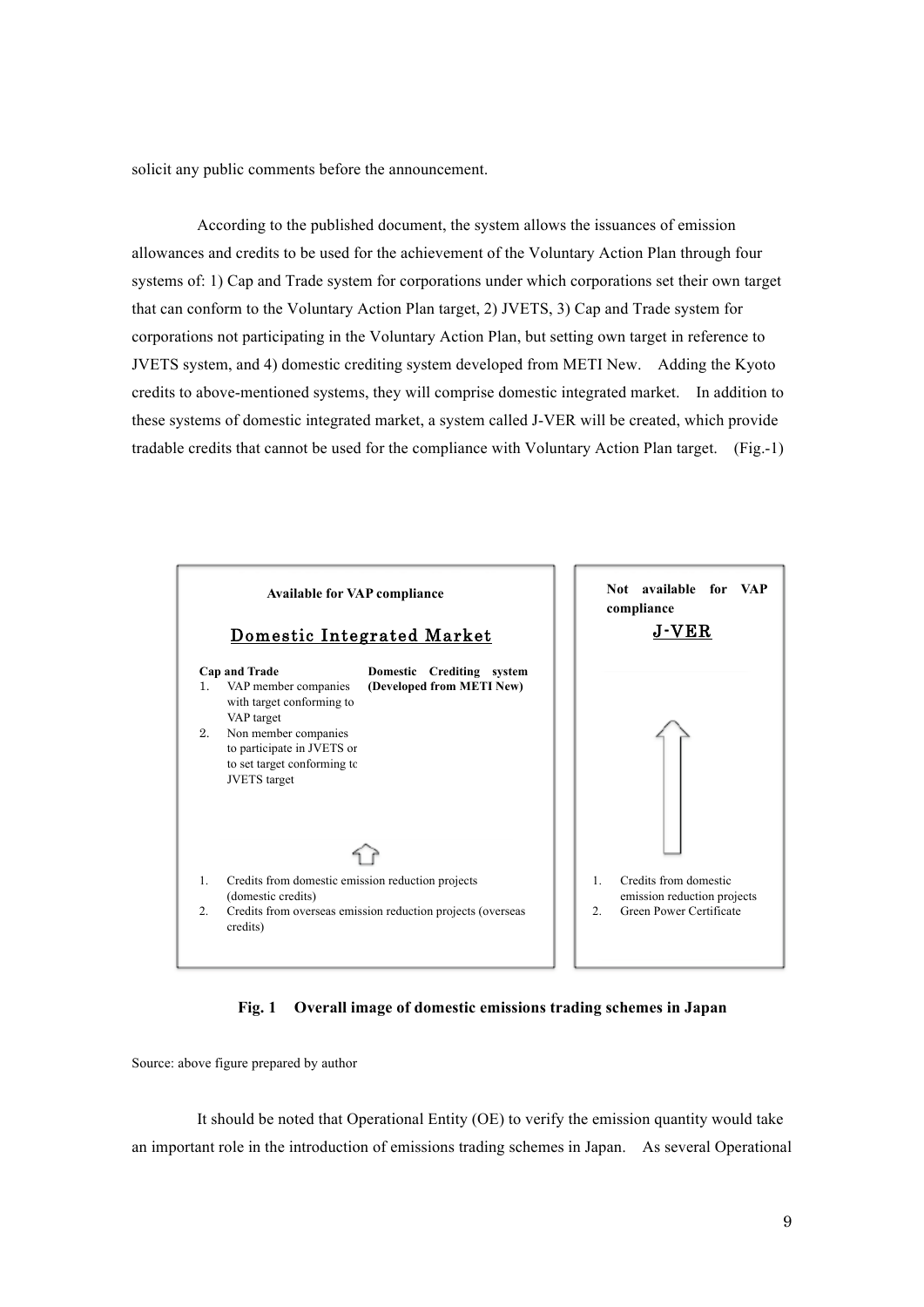solicit any public comments before the announcement.

According to the published document, the system allows the issuances of emission allowances and credits to be used for the achievement of the Voluntary Action Plan through four systems of: 1) Cap and Trade system for corporations under which corporations set their own target that can conform to the Voluntary Action Plan target, 2) JVETS, 3) Cap and Trade system for corporations not participating in the Voluntary Action Plan, but setting own target in reference to JVETS system, and 4) domestic crediting system developed from METI New. Adding the Kyoto credits to above-mentioned systems, they will comprise domestic integrated market. In addition to these systems of domestic integrated market, a system called J-VER will be created, which provide tradable credits that cannot be used for the compliance with Voluntary Action Plan target. (Fig.-1)

**Available for VAP compliance**

**Domestic Integrated Market**

**Cap and Trade**

1. VAP member companies with target conforming to VAP target
2. Non member companies to participate in JVETS or to set target conforming to JVETS target

**Domestic Crediting system (Developed from METI New)**

↑

1. Credits from domestic emission reduction projects (domestic credits)
2. Credits from overseas emission reduction projects (overseas credits)

**Not available for VAP compliance**

**J-VER**

↑

1. Credits from domestic emission reduction projects
2. Green Power Certificate

**Fig. 1 Overall image of domestic emissions trading schemes in Japan**

Source: above figure prepared by author

It should be noted that Operational Entity (OE) to verify the emission quantity would take an important role in the introduction of emissions trading schemes in Japan. As several Operational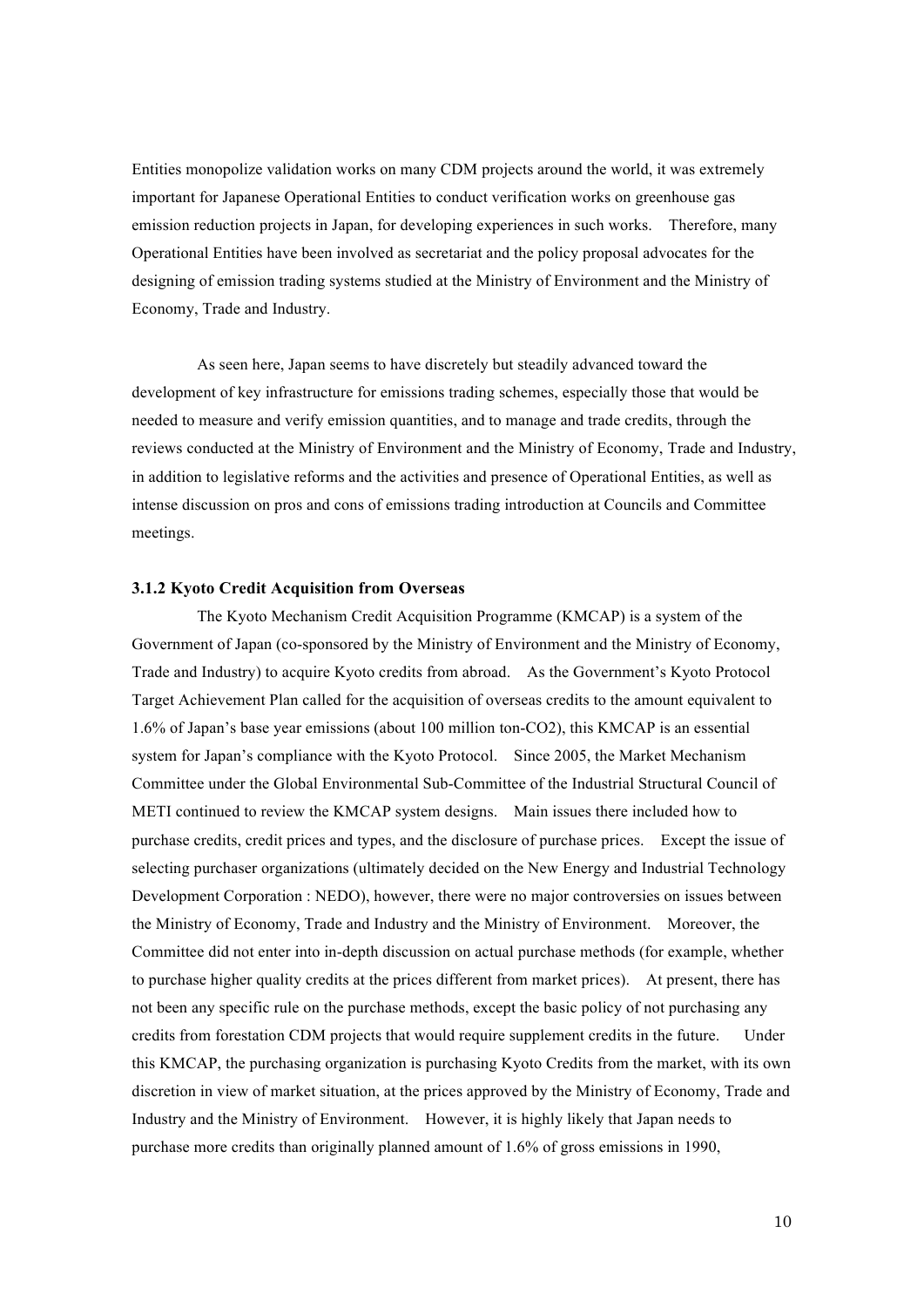Entities monopolize validation works on many CDM projects around the world, it was extremely important for Japanese Operational Entities to conduct verification works on greenhouse gas emission reduction projects in Japan, for developing experiences in such works. Therefore, many Operational Entities have been involved as secretariat and the policy proposal advocates for the designing of emission trading systems studied at the Ministry of Environment and the Ministry of Economy, Trade and Industry.

As seen here, Japan seems to have discretely but steadily advanced toward the development of key infrastructure for emissions trading schemes, especially those that would be needed to measure and verify emission quantities, and to manage and trade credits, through the reviews conducted at the Ministry of Environment and the Ministry of Economy, Trade and Industry, in addition to legislative reforms and the activities and presence of Operational Entities, as well as intense discussion on pros and cons of emissions trading introduction at Councils and Committee meetings.

### 3.1.2 Kyoto Credit Acquisition from Overseas

The Kyoto Mechanism Credit Acquisition Programme (KMCAP) is a system of the Government of Japan (co-sponsored by the Ministry of Environment and the Ministry of Economy, Trade and Industry) to acquire Kyoto credits from abroad. As the Government's Kyoto Protocol Target Achievement Plan called for the acquisition of overseas credits to the amount equivalent to 1.6% of Japan's base year emissions (about 100 million ton-$CO_2$), this KMCAP is an essential system for Japan's compliance with the Kyoto Protocol. Since 2005, the Market Mechanism Committee under the Global Environmental Sub-Committee of the Industrial Structural Council of METI continued to review the KMCAP system designs. Main issues there included how to purchase credits, credit prices and types, and the disclosure of purchase prices. Except the issue of selecting purchaser organizations (ultimately decided on the New Energy and Industrial Technology Development Corporation : NEDO), however, there were no major controversies on issues between the Ministry of Economy, Trade and Industry and the Ministry of Environment. Moreover, the Committee did not enter into in-depth discussion on actual purchase methods (for example, whether to purchase higher quality credits at the prices different from market prices). At present, there has not been any specific rule on the purchase methods, except the basic policy of not purchasing any credits from forestation CDM projects that would require supplement credits in the future. Under this KMCAP, the purchasing organization is purchasing Kyoto Credits from the market, with its own discretion in view of market situation, at the prices approved by the Ministry of Economy, Trade and Industry and the Ministry of Environment. However, it is highly likely that Japan needs to purchase more credits than originally planned amount of 1.6% of gross emissions in 1990,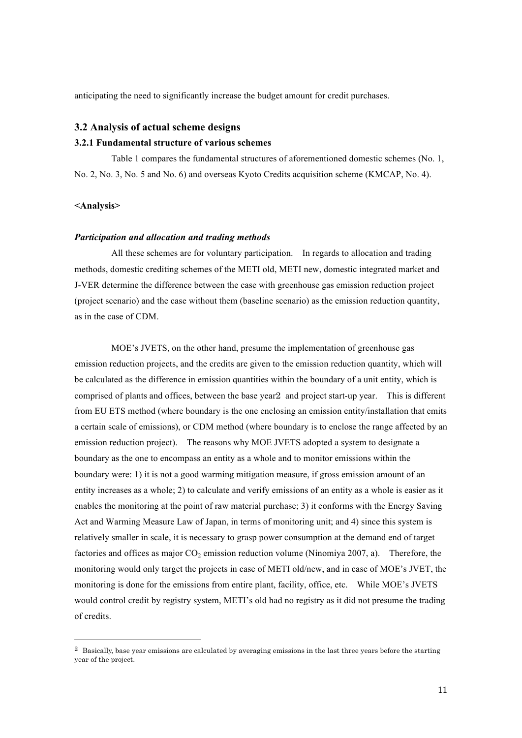anticipating the need to significantly increase the budget amount for credit purchases.

## 3.2 Analysis of actual scheme designs

### 3.2.1 Fundamental structure of various schemes

Table 1 compares the fundamental structures of aforementioned domestic schemes (No. 1, No. 2, No. 3, No. 5 and No. 6) and overseas Kyoto Credits acquisition scheme (KMCAP, No. 4).

**<Analysis>**

***Participation and allocation and trading methods***

All these schemes are for voluntary participation. In regards to allocation and trading methods, domestic crediting schemes of the METI old, METI new, domestic integrated market and J-VER determine the difference between the case with greenhouse gas emission reduction project (project scenario) and the case without them (baseline scenario) as the emission reduction quantity, as in the case of CDM.

MOE's JVETS, on the other hand, presume the implementation of greenhouse gas emission reduction projects, and the credits are given to the emission reduction quantity, which will be calculated as the difference in emission quantities within the boundary of a unit entity, which is comprised of plants and offices, between the base year[2] and project start-up year. This is different from EU ETS method (where boundary is the one enclosing an emission entity/installation that emits a certain scale of emissions), or CDM method (where boundary is to enclose the range affected by an emission reduction project). The reasons why MOE JVETS adopted a system to designate a boundary as the one to encompass an entity as a whole and to monitor emissions within the boundary were: 1) it is not a good warming mitigation measure, if gross emission amount of an entity increases as a whole; 2) to calculate and verify emissions of an entity as a whole is easier as it enables the monitoring at the point of raw material purchase; 3) it conforms with the Energy Saving Act and Warming Measure Law of Japan, in terms of monitoring unit; and 4) since this system is relatively smaller in scale, it is necessary to grasp power consumption at the demand end of target factories and offices as major $CO_2$ emission reduction volume (Ninomiya 2007, a). Therefore, the monitoring would only target the projects in case of METI old/new, and in case of MOE's JVET, the monitoring is done for the emissions from entire plant, facility, office, etc. While MOE's JVETS would control credit by registry system, METI's old had no registry as it did not presume the trading of credits.

---

[2] Basically, base year emissions are calculated by averaging emissions in the last three years before the starting year of the project.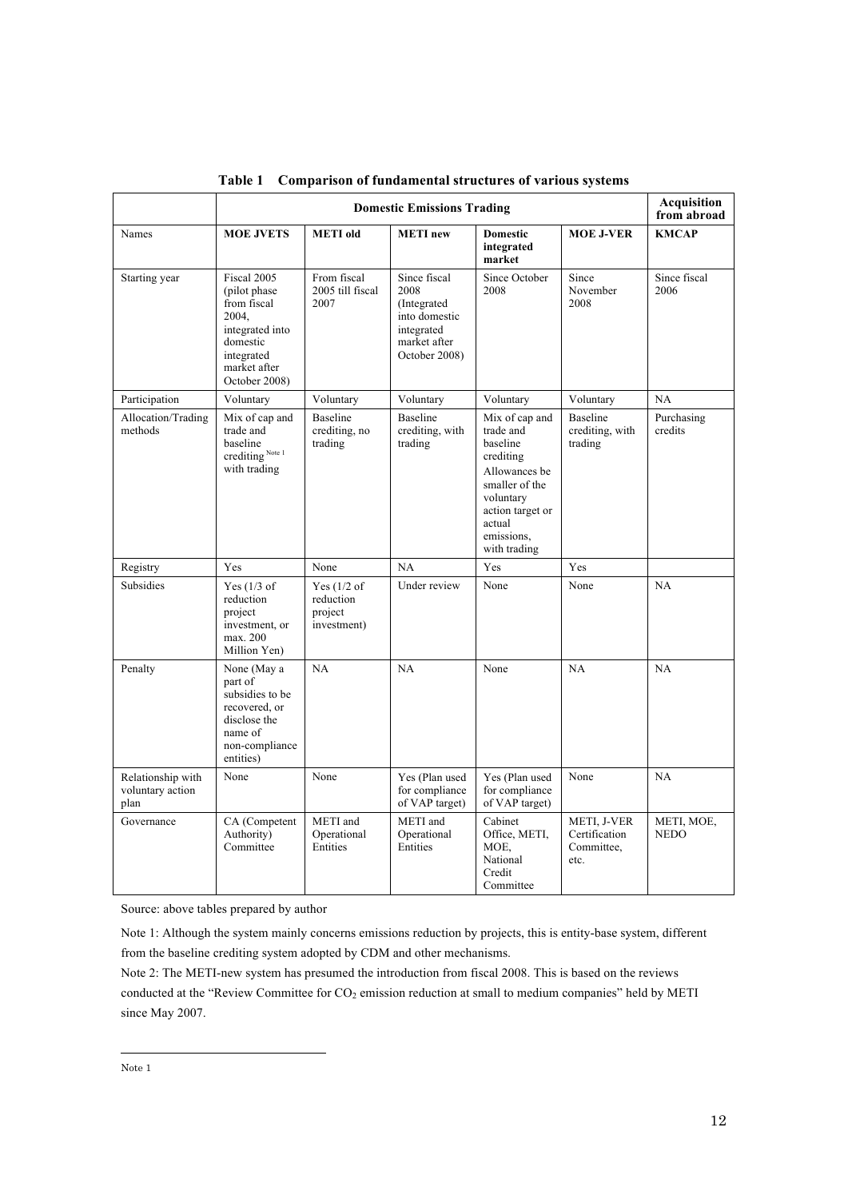**Table 1 Comparison of fundamental structures of various systems**

| | Domestic Emissions Trading | | | | | Acquisition from abroad |
|---|---|---|---|---|---|---|
| Names | **MOE JVETS** | **METI old** | **METI new** | **Domestic integrated market** | **MOE J-VER** | **KMCAP** |
| Starting year | Fiscal 2005 (pilot phase from fiscal 2004, integrated into domestic integrated market after October 2008) | From fiscal 2005 till fiscal 2007 | Since fiscal 2008 (Integrated into domestic integrated market after October 2008) | Since October 2008 | Since November 2008 | Since fiscal 2006 |
| Participation | Voluntary | Voluntary | Voluntary | Voluntary | Voluntary | NA |
| Allocation/Trading methods | Mix of cap and trade and baseline crediting [Note 1] with trading | Baseline crediting, no trading | Baseline crediting, with trading | Mix of cap and trade and baseline crediting Allowances be smaller of the voluntary action target or actual emissions, with trading | Baseline crediting, with trading | Purchasing credits |
| Registry | Yes | None | NA | Yes | Yes | |
| Subsidies | Yes (1/3 of reduction project investment, or max. 200 Million Yen) | Yes (1/2 of reduction project investment) | Under review | None | None | NA |
| Penalty | None (May a part of subsidies to be recovered, or disclose the name of non-compliance entities) | NA | NA | None | NA | NA |
| Relationship with voluntary action plan | None | None | Yes (Plan used for compliance of VAP target) | Yes (Plan used for compliance of VAP target) | None | NA |
| Governance | CA (Competent Authority) Committee | METI and Operational Entities | METI and Operational Entities | Cabinet Office, METI, MOE, National Credit Committee | METI, J-VER Certification Committee, etc. | METI, MOE, NEDO |

Source: above tables prepared by author

Note 1: Although the system mainly concerns emissions reduction by projects, this is entity-base system, different from the baseline crediting system adopted by CDM and other mechanisms.

Note 2: The METI-new system has presumed the introduction from fiscal 2008. This is based on the reviews conducted at the "Review Committee for $CO_2$ emission reduction at small to medium companies" held by METI since May 2007.

---

Note 1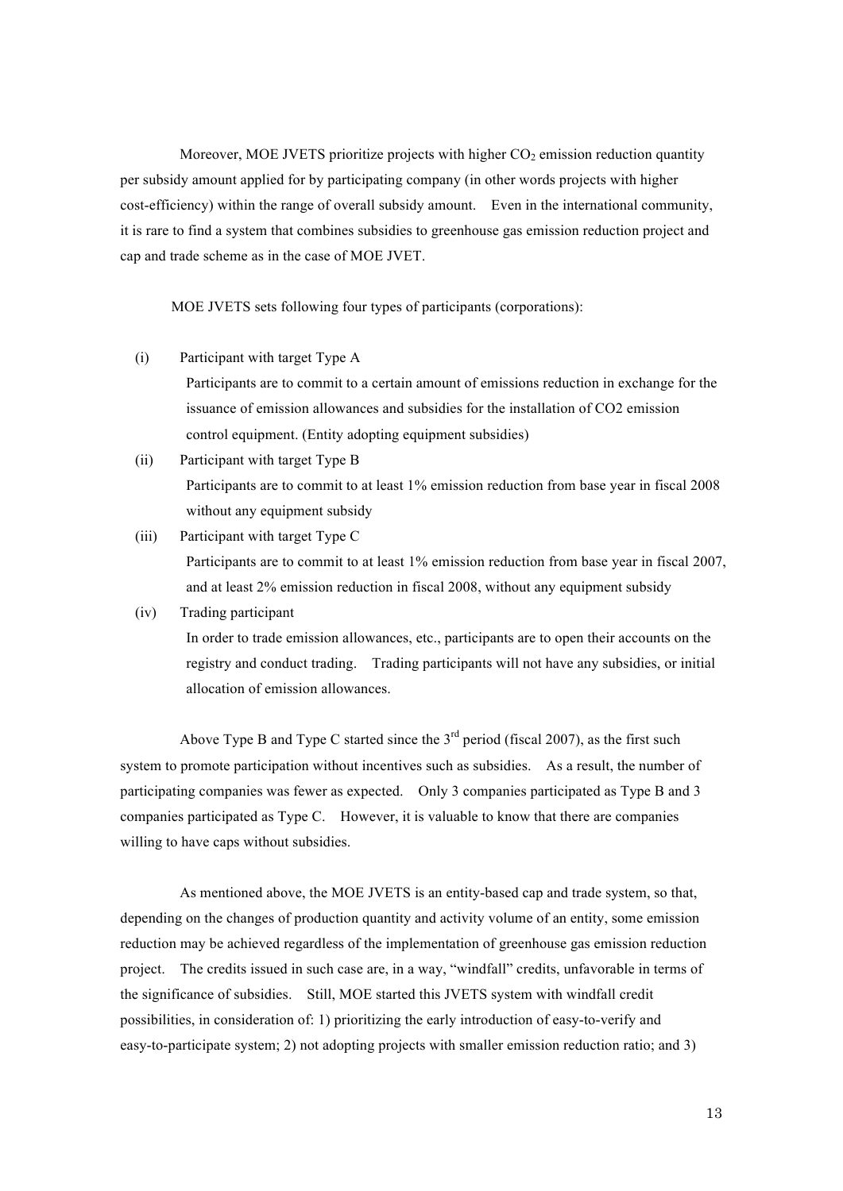Moreover, MOE JVETS prioritize projects with higher $CO_2$ emission reduction quantity per subsidy amount applied for by participating company (in other words projects with higher cost-efficiency) within the range of overall subsidy amount. Even in the international community, it is rare to find a system that combines subsidies to greenhouse gas emission reduction project and cap and trade scheme as in the case of MOE JVET.

MOE JVETS sets following four types of participants (corporations):

(i) Participant with target Type A

Participants are to commit to a certain amount of emissions reduction in exchange for the issuance of emission allowances and subsidies for the installation of CO2 emission control equipment. (Entity adopting equipment subsidies)

(ii) Participant with target Type B

Participants are to commit to at least 1% emission reduction from base year in fiscal 2008 without any equipment subsidy

(iii) Participant with target Type C

Participants are to commit to at least 1% emission reduction from base year in fiscal 2007, and at least 2% emission reduction in fiscal 2008, without any equipment subsidy

(iv) Trading participant

In order to trade emission allowances, etc., participants are to open their accounts on the registry and conduct trading. Trading participants will not have any subsidies, or initial allocation of emission allowances.

Above Type B and Type C started since the 3rd period (fiscal 2007), as the first such system to promote participation without incentives such as subsidies. As a result, the number of participating companies was fewer as expected. Only 3 companies participated as Type B and 3 companies participated as Type C. However, it is valuable to know that there are companies willing to have caps without subsidies.

As mentioned above, the MOE JVETS is an entity-based cap and trade system, so that, depending on the changes of production quantity and activity volume of an entity, some emission reduction may be achieved regardless of the implementation of greenhouse gas emission reduction project. The credits issued in such case are, in a way, "windfall" credits, unfavorable in terms of the significance of subsidies. Still, MOE started this JVETS system with windfall credit possibilities, in consideration of: 1) prioritizing the early introduction of easy-to-verify and easy-to-participate system; 2) not adopting projects with smaller emission reduction ratio; and 3)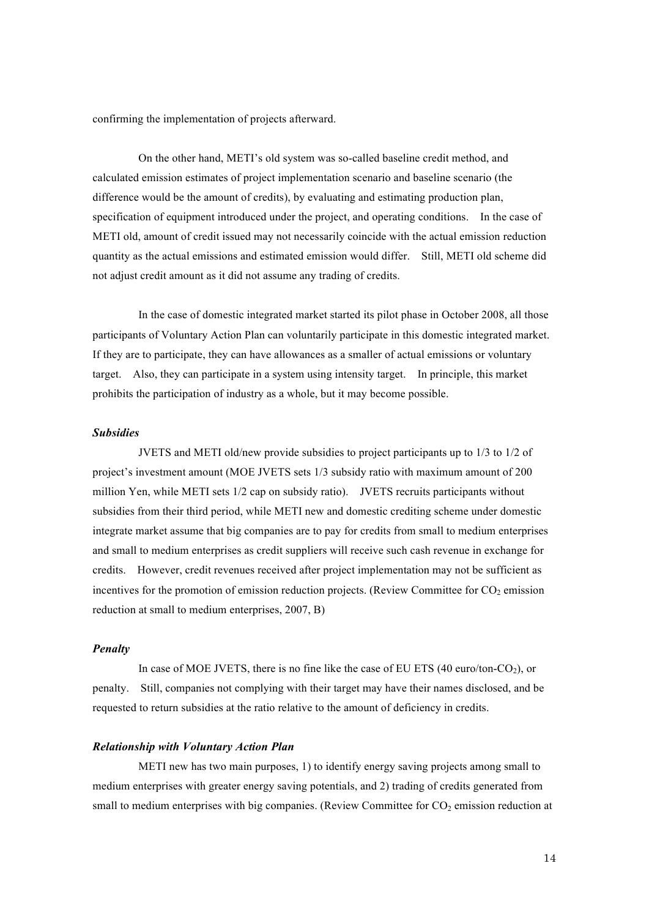confirming the implementation of projects afterward.

On the other hand, METI's old system was so-called baseline credit method, and calculated emission estimates of project implementation scenario and baseline scenario (the difference would be the amount of credits), by evaluating and estimating production plan, specification of equipment introduced under the project, and operating conditions. In the case of METI old, amount of credit issued may not necessarily coincide with the actual emission reduction quantity as the actual emissions and estimated emission would differ. Still, METI old scheme did not adjust credit amount as it did not assume any trading of credits.

In the case of domestic integrated market started its pilot phase in October 2008, all those participants of Voluntary Action Plan can voluntarily participate in this domestic integrated market. If they are to participate, they can have allowances as a smaller of actual emissions or voluntary target. Also, they can participate in a system using intensity target. In principle, this market prohibits the participation of industry as a whole, but it may become possible.

### *Subsidies*

JVETS and METI old/new provide subsidies to project participants up to 1/3 to 1/2 of project's investment amount (MOE JVETS sets 1/3 subsidy ratio with maximum amount of 200 million Yen, while METI sets 1/2 cap on subsidy ratio). JVETS recruits participants without subsidies from their third period, while METI new and domestic crediting scheme under domestic integrate market assume that big companies are to pay for credits from small to medium enterprises and small to medium enterprises as credit suppliers will receive such cash revenue in exchange for credits. However, credit revenues received after project implementation may not be sufficient as incentives for the promotion of emission reduction projects. (Review Committee for $CO_2$ emission reduction at small to medium enterprises, 2007, B)

### *Penalty*

In case of MOE JVETS, there is no fine like the case of EU ETS (40 euro/ton-$CO_2$), or penalty. Still, companies not complying with their target may have their names disclosed, and be requested to return subsidies at the ratio relative to the amount of deficiency in credits.

### *Relationship with Voluntary Action Plan*

METI new has two main purposes, 1) to identify energy saving projects among small to medium enterprises with greater energy saving potentials, and 2) trading of credits generated from small to medium enterprises with big companies. (Review Committee for $CO_2$ emission reduction at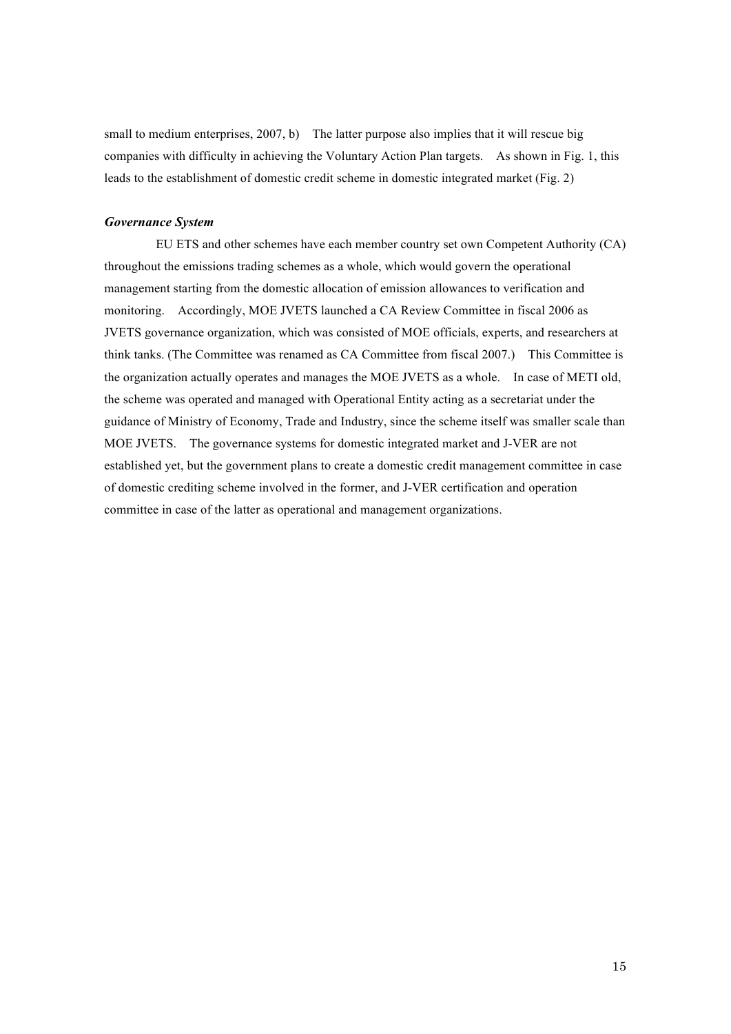small to medium enterprises, 2007, b) The latter purpose also implies that it will rescue big companies with difficulty in achieving the Voluntary Action Plan targets. As shown in Fig. 1, this leads to the establishment of domestic credit scheme in domestic integrated market (Fig. 2)

***Governance System***

EU ETS and other schemes have each member country set own Competent Authority (CA) throughout the emissions trading schemes as a whole, which would govern the operational management starting from the domestic allocation of emission allowances to verification and monitoring. Accordingly, MOE JVETS launched a CA Review Committee in fiscal 2006 as JVETS governance organization, which was consisted of MOE officials, experts, and researchers at think tanks. (The Committee was renamed as CA Committee from fiscal 2007.) This Committee is the organization actually operates and manages the MOE JVETS as a whole. In case of METI old, the scheme was operated and managed with Operational Entity acting as a secretariat under the guidance of Ministry of Economy, Trade and Industry, since the scheme itself was smaller scale than MOE JVETS. The governance systems for domestic integrated market and J-VER are not established yet, but the government plans to create a domestic credit management committee in case of domestic crediting scheme involved in the former, and J-VER certification and operation committee in case of the latter as operational and management organizations.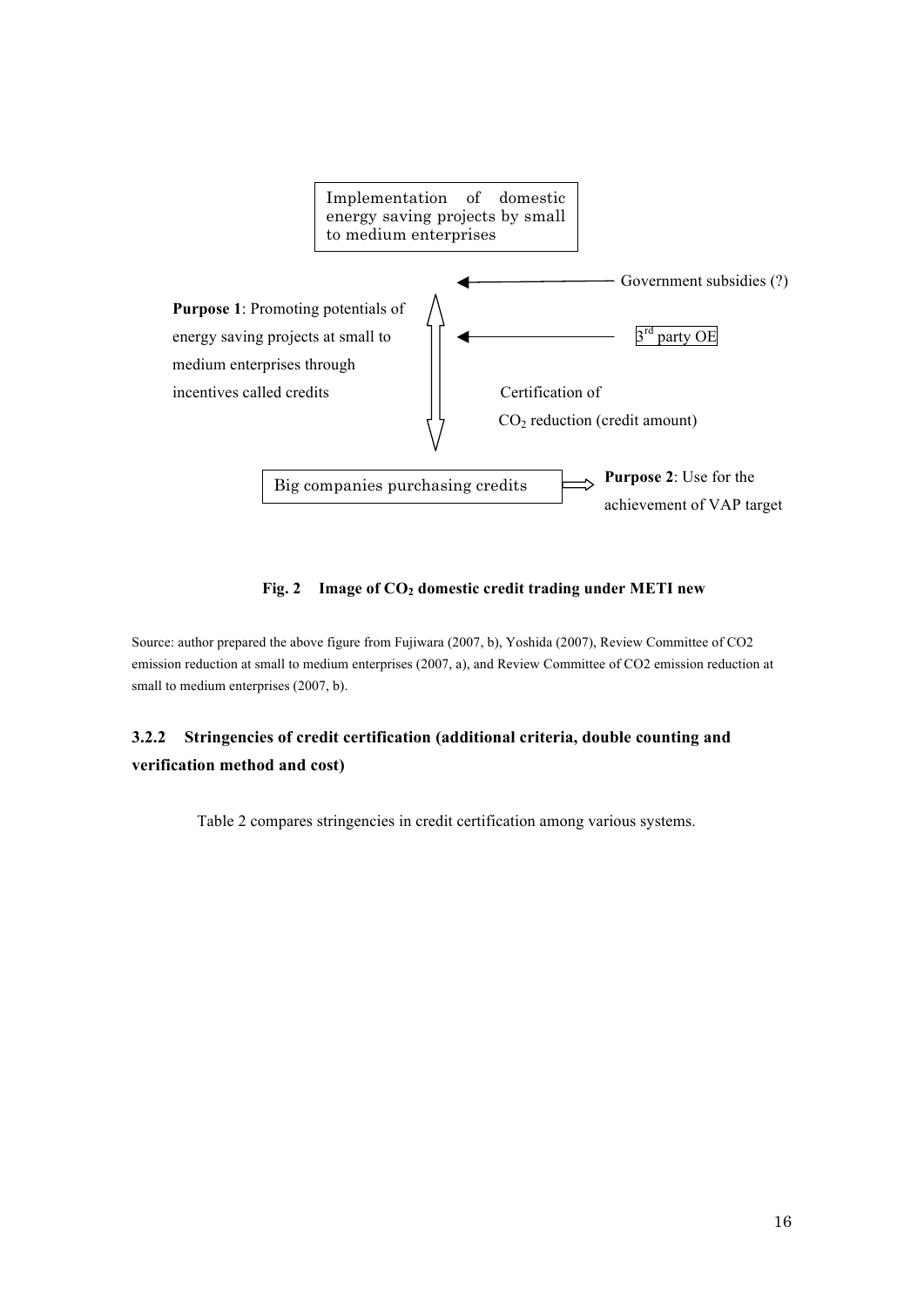Implementation of domestic energy saving projects by small to medium enterprises

Government subsidies (?)

**Purpose 1**: Promoting potentials of energy saving projects at small to medium enterprises through incentives called credits

3rd party OE

Certification of $CO_2$ reduction (credit amount)

Big companies purchasing credits

**Purpose 2**: Use for the achievement of VAP target

**Fig. 2 Image of $CO_2$ domestic credit trading under METI new**

Source: author prepared the above figure from Fujiwara (2007, b), Yoshida (2007), Review Committee of CO2 emission reduction at small to medium enterprises (2007, a), and Review Committee of CO2 emission reduction at small to medium enterprises (2007, b).

### 3.2.2 Stringencies of credit certification (additional criteria, double counting and verification method and cost)

Table 2 compares stringencies in credit certification among various systems.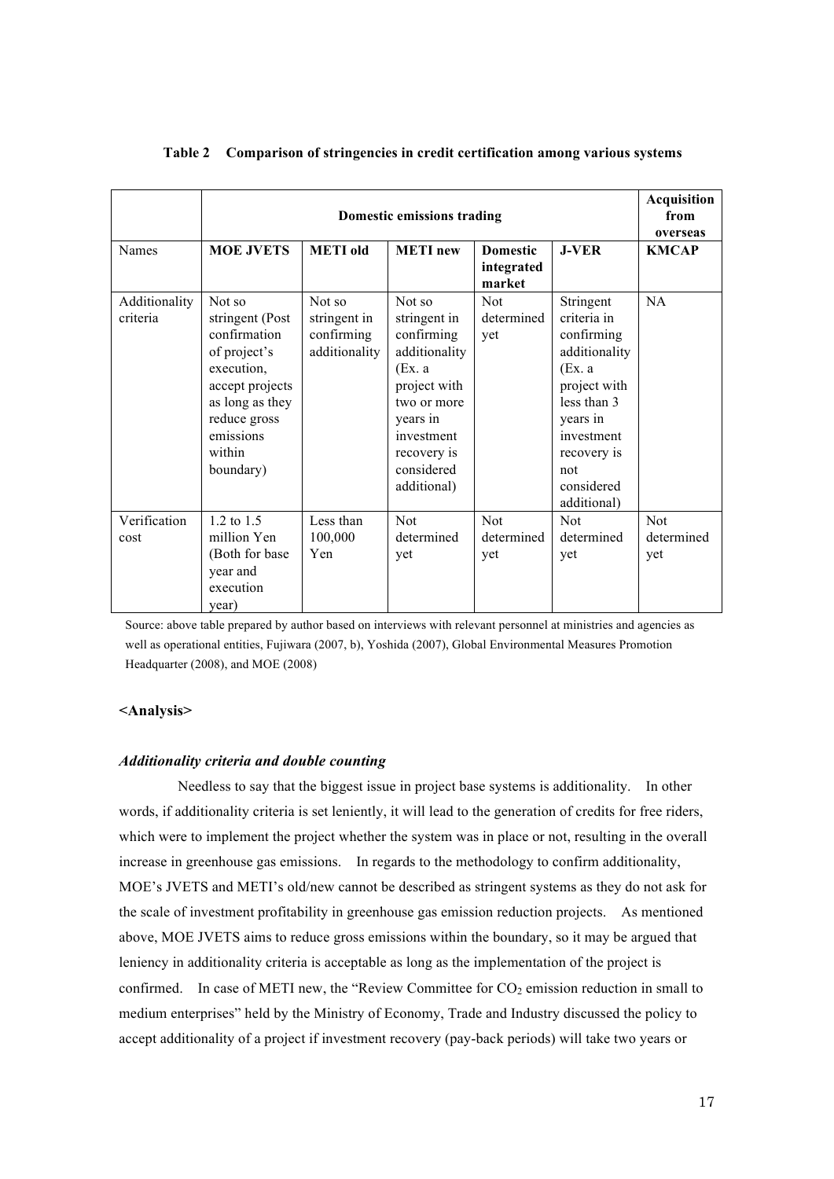**Table 2 Comparison of stringencies in credit certification among various systems**

| | Domestic emissions trading | | | | | Acquisition from overseas |
|---|---|---|---|---|---|---|
| Names | **MOE JVETS** | **METI old** | **METI new** | **Domestic integrated market** | **J-VER** | **KMCAP** |
| Additionality criteria | Not so stringent (Post confirmation of project's execution, accept projects as long as they reduce gross emissions within boundary) | Not so stringent in confirming additionality | Not so stringent in confirming additionality (Ex. a project with two or more years in investment recovery is considered additional) | Not determined yet | Stringent criteria in confirming additionality (Ex. a project with less than 3 years in investment recovery is not considered additional) | NA |
| Verification cost | 1.2 to 1.5 million Yen (Both for base year and execution year) | Less than 100,000 Yen | Not determined yet | Not determined yet | Not determined yet | Not determined yet |

Source: above table prepared by author based on interviews with relevant personnel at ministries and agencies as well as operational entities, Fujiwara (2007, b), Yoshida (2007), Global Environmental Measures Promotion Headquarter (2008), and MOE (2008)

**<Analysis>**

***Additionality criteria and double counting***

Needless to say that the biggest issue in project base systems is additionality. In other words, if additionality criteria is set leniently, it will lead to the generation of credits for free riders, which were to implement the project whether the system was in place or not, resulting in the overall increase in greenhouse gas emissions. In regards to the methodology to confirm additionality, MOE's JVETS and METI's old/new cannot be described as stringent systems as they do not ask for the scale of investment profitability in greenhouse gas emission reduction projects. As mentioned above, MOE JVETS aims to reduce gross emissions within the boundary, so it may be argued that leniency in additionality criteria is acceptable as long as the implementation of the project is confirmed. In case of METI new, the "Review Committee for $CO_2$ emission reduction in small to medium enterprises" held by the Ministry of Economy, Trade and Industry discussed the policy to accept additionality of a project if investment recovery (pay-back periods) will take two years or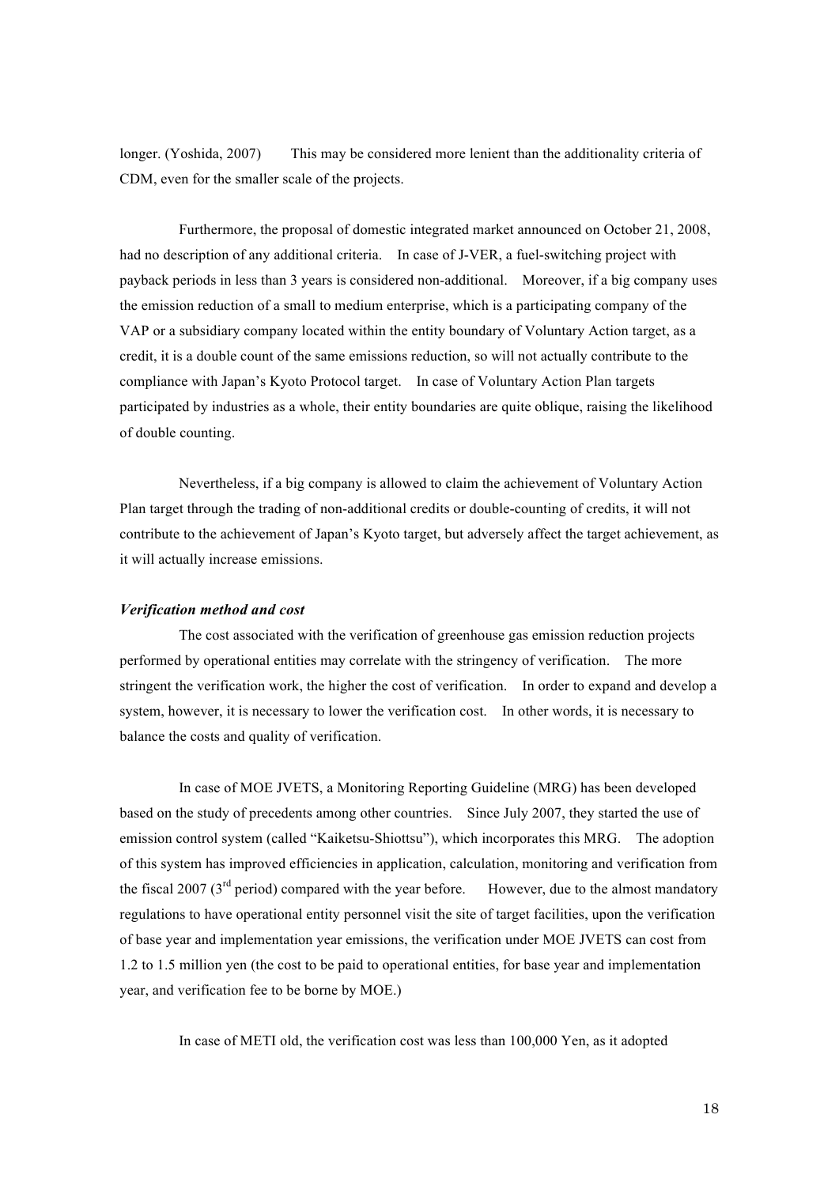longer. (Yoshida, 2007) This may be considered more lenient than the additionality criteria of CDM, even for the smaller scale of the projects.

Furthermore, the proposal of domestic integrated market announced on October 21, 2008, had no description of any additional criteria. In case of J-VER, a fuel-switching project with payback periods in less than 3 years is considered non-additional. Moreover, if a big company uses the emission reduction of a small to medium enterprise, which is a participating company of the VAP or a subsidiary company located within the entity boundary of Voluntary Action target, as a credit, it is a double count of the same emissions reduction, so will not actually contribute to the compliance with Japan's Kyoto Protocol target. In case of Voluntary Action Plan targets participated by industries as a whole, their entity boundaries are quite oblique, raising the likelihood of double counting.

Nevertheless, if a big company is allowed to claim the achievement of Voluntary Action Plan target through the trading of non-additional credits or double-counting of credits, it will not contribute to the achievement of Japan's Kyoto target, but adversely affect the target achievement, as it will actually increase emissions.

***Verification method and cost***

The cost associated with the verification of greenhouse gas emission reduction projects performed by operational entities may correlate with the stringency of verification. The more stringent the verification work, the higher the cost of verification. In order to expand and develop a system, however, it is necessary to lower the verification cost. In other words, it is necessary to balance the costs and quality of verification.

In case of MOE JVETS, a Monitoring Reporting Guideline (MRG) has been developed based on the study of precedents among other countries. Since July 2007, they started the use of emission control system (called "Kaiketsu-Shiottsu"), which incorporates this MRG. The adoption of this system has improved efficiencies in application, calculation, monitoring and verification from the fiscal 2007 (3rd period) compared with the year before. However, due to the almost mandatory regulations to have operational entity personnel visit the site of target facilities, upon the verification of base year and implementation year emissions, the verification under MOE JVETS can cost from 1.2 to 1.5 million yen (the cost to be paid to operational entities, for base year and implementation year, and verification fee to be borne by MOE.)

In case of METI old, the verification cost was less than 100,000 Yen, as it adopted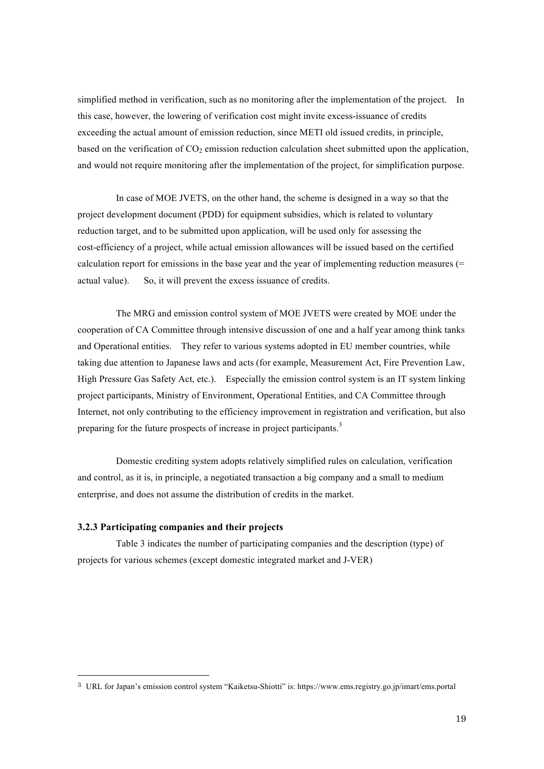simplified method in verification, such as no monitoring after the implementation of the project. In this case, however, the lowering of verification cost might invite excess-issuance of credits exceeding the actual amount of emission reduction, since METI old issued credits, in principle, based on the verification of $CO_2$ emission reduction calculation sheet submitted upon the application, and would not require monitoring after the implementation of the project, for simplification purpose.

In case of MOE JVETS, on the other hand, the scheme is designed in a way so that the project development document (PDD) for equipment subsidies, which is related to voluntary reduction target, and to be submitted upon application, will be used only for assessing the cost-efficiency of a project, while actual emission allowances will be issued based on the certified calculation report for emissions in the base year and the year of implementing reduction measures (= actual value). So, it will prevent the excess issuance of credits.

The MRG and emission control system of MOE JVETS were created by MOE under the cooperation of CA Committee through intensive discussion of one and a half year among think tanks and Operational entities. They refer to various systems adopted in EU member countries, while taking due attention to Japanese laws and acts (for example, Measurement Act, Fire Prevention Law, High Pressure Gas Safety Act, etc.). Especially the emission control system is an IT system linking project participants, Ministry of Environment, Operational Entities, and CA Committee through Internet, not only contributing to the efficiency improvement in registration and verification, but also preparing for the future prospects of increase in project participants.[3]

Domestic crediting system adopts relatively simplified rules on calculation, verification and control, as it is, in principle, a negotiated transaction a big company and a small to medium enterprise, and does not assume the distribution of credits in the market.

### 3.2.3 Participating companies and their projects

Table 3 indicates the number of participating companies and the description (type) of projects for various schemes (except domestic integrated market and J-VER)

---

[3] URL for Japan's emission control system "Kaiketsu-Shiotti" is: https://www.ems.registry.go.jp/imart/ems.portal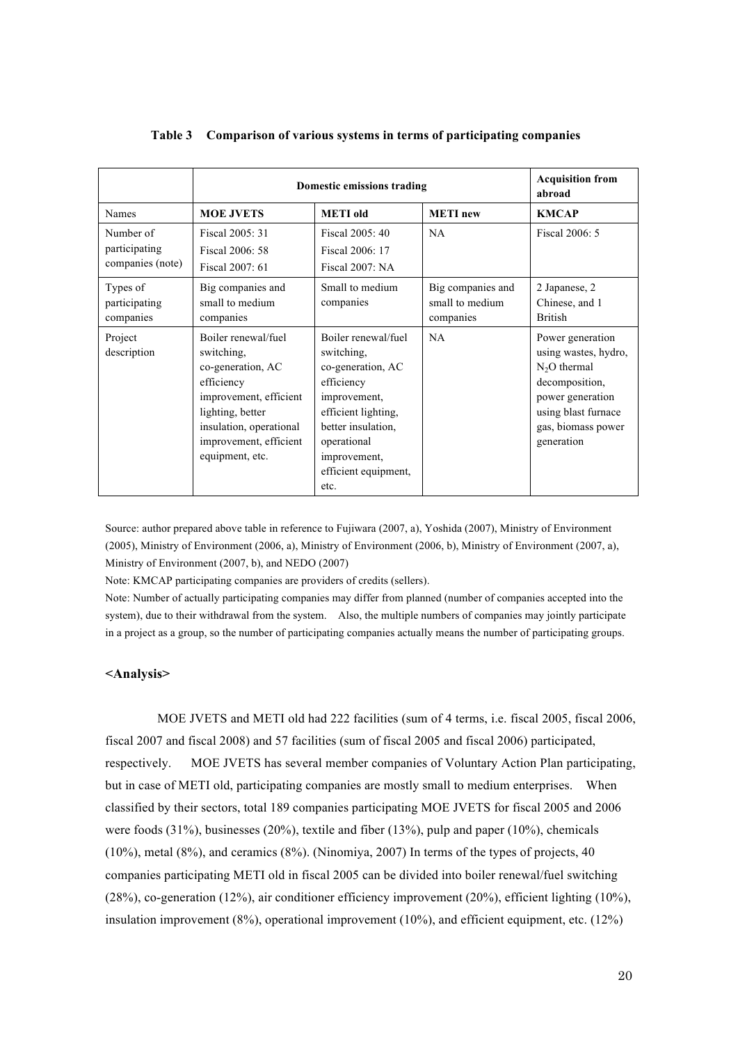**Table 3 Comparison of various systems in terms of participating companies**

| | Domestic emissions trading | | | Acquisition from abroad |
|---|---|---|---|---|
| Names | **MOE JVETS** | **METI old** | **METI new** | **KMCAP** |
| Number of participating companies (note) | Fiscal 2005: 31<br>Fiscal 2006: 58<br>Fiscal 2007: 61 | Fiscal 2005: 40<br>Fiscal 2006: 17<br>Fiscal 2007: NA | NA | Fiscal 2006: 5 |
| Types of participating companies | Big companies and small to medium companies | Small to medium companies | Big companies and small to medium companies | 2 Japanese, 2 Chinese, and 1 British |
| Project description | Boiler renewal/fuel switching, co-generation, AC efficiency improvement, efficient lighting, better insulation, operational improvement, efficient equipment, etc. | Boiler renewal/fuel switching, co-generation, AC efficiency improvement, efficient lighting, better insulation, operational improvement, efficient equipment, etc. | NA | Power generation using wastes, hydro, $N_2O$ thermal decomposition, power generation using blast furnace gas, biomass power generation |

Source: author prepared above table in reference to Fujiwara (2007, a), Yoshida (2007), Ministry of Environment (2005), Ministry of Environment (2006, a), Ministry of Environment (2006, b), Ministry of Environment (2007, a), Ministry of Environment (2007, b), and NEDO (2007)

Note: KMCAP participating companies are providers of credits (sellers).

Note: Number of actually participating companies may differ from planned (number of companies accepted into the system), due to their withdrawal from the system. Also, the multiple numbers of companies may jointly participate in a project as a group, so the number of participating companies actually means the number of participating groups.

**<Analysis>**

MOE JVETS and METI old had 222 facilities (sum of 4 terms, i.e. fiscal 2005, fiscal 2006, fiscal 2007 and fiscal 2008) and 57 facilities (sum of fiscal 2005 and fiscal 2006) participated, respectively. MOE JVETS has several member companies of Voluntary Action Plan participating, but in case of METI old, participating companies are mostly small to medium enterprises. When classified by their sectors, total 189 companies participating MOE JVETS for fiscal 2005 and 2006 were foods (31%), businesses (20%), textile and fiber (13%), pulp and paper (10%), chemicals (10%), metal (8%), and ceramics (8%). (Ninomiya, 2007) In terms of the types of projects, 40 companies participating METI old in fiscal 2005 can be divided into boiler renewal/fuel switching (28%), co-generation (12%), air conditioner efficiency improvement (20%), efficient lighting (10%), insulation improvement (8%), operational improvement (10%), and efficient equipment, etc. (12%)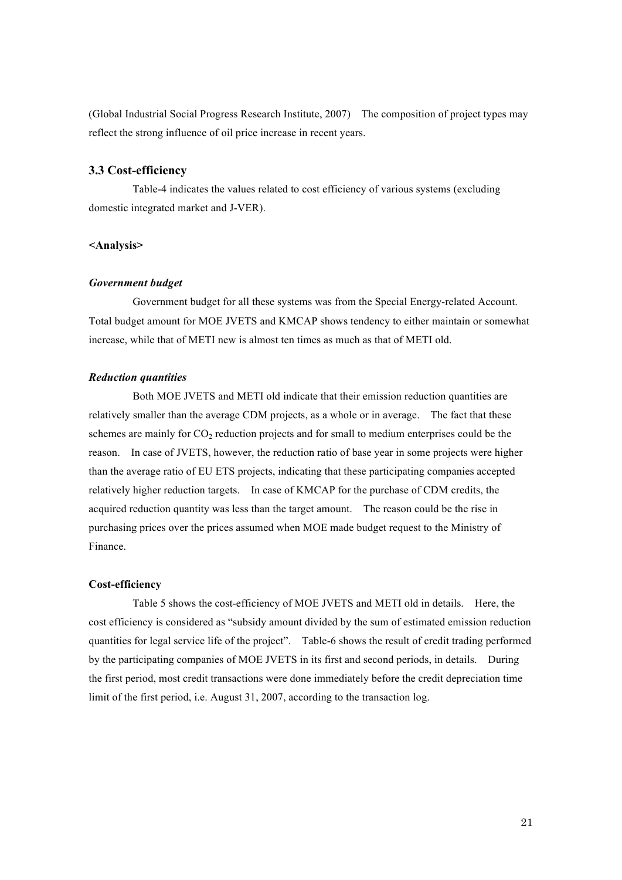(Global Industrial Social Progress Research Institute, 2007) The composition of project types may reflect the strong influence of oil price increase in recent years.

### 3.3 Cost-efficiency

Table-4 indicates the values related to cost efficiency of various systems (excluding domestic integrated market and J-VER).

**<Analysis>**

***Government budget***

Government budget for all these systems was from the Special Energy-related Account. Total budget amount for MOE JVETS and KMCAP shows tendency to either maintain or somewhat increase, while that of METI new is almost ten times as much as that of METI old.

***Reduction quantities***

Both MOE JVETS and METI old indicate that their emission reduction quantities are relatively smaller than the average CDM projects, as a whole or in average. The fact that these schemes are mainly for $CO_2$ reduction projects and for small to medium enterprises could be the reason. In case of JVETS, however, the reduction ratio of base year in some projects were higher than the average ratio of EU ETS projects, indicating that these participating companies accepted relatively higher reduction targets. In case of KMCAP for the purchase of CDM credits, the acquired reduction quantity was less than the target amount. The reason could be the rise in purchasing prices over the prices assumed when MOE made budget request to the Ministry of Finance.

**Cost-efficiency**

Table 5 shows the cost-efficiency of MOE JVETS and METI old in details. Here, the cost efficiency is considered as "subsidy amount divided by the sum of estimated emission reduction quantities for legal service life of the project". Table-6 shows the result of credit trading performed by the participating companies of MOE JVETS in its first and second periods, in details. During the first period, most credit transactions were done immediately before the credit depreciation time limit of the first period, i.e. August 31, 2007, according to the transaction log.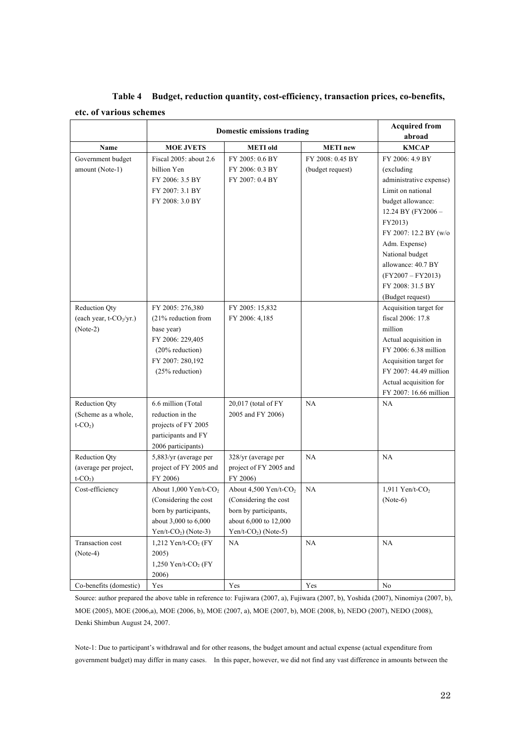**Table 4 Budget, reduction quantity, cost-efficiency, transaction prices, co-benefits, etc. of various schemes**

| | Domestic emissions trading | | | Acquired from abroad |
|---|---|---|---|---|
| **Name** | **MOE JVETS** | **METI old** | **METI new** | **KMCAP** |
| Government budget amount (Note-1) | Fiscal 2005: about 2.6 billion Yen<br>FY 2006: 3.5 BY<br>FY 2007: 3.1 BY<br>FY 2008: 3.0 BY | FY 2005: 0.6 BY<br>FY 2006: 0.3 BY<br>FY 2007: 0.4 BY | FY 2008: 0.45 BY (budget request) | FY 2006: 4.9 BY (excluding administrative expense)<br>Limit on national budget allowance: 12.24 BY (FY2006 – FY2013)<br>FY 2007: 12.2 BY (w/o Adm. Expense)<br>National budget allowance: 40.7 BY (FY2007 – FY2013)<br>FY 2008: 31.5 BY (Budget request) |
| Reduction Qty (each year, $t\text{-}CO_2/yr.$) (Note-2) | FY 2005: 276,380 (21% reduction from base year)<br>FY 2006: 229,405 (20% reduction)<br>FY 2007: 280,192 (25% reduction) | FY 2005: 15,832<br>FY 2006: 4,185 | | Acquisition target for fiscal 2006: 17.8 million<br>Actual acquisition in FY 2006: 6.38 million<br>Acquisition target for FY 2007: 44.49 million<br>Actual acquisition for FY 2007: 16.66 million |
| Reduction Qty (Scheme as a whole, $t\text{-}CO_2$) | 6.6 million (Total reduction in the projects of FY 2005 participants and FY 2006 participants) | 20,017 (total of FY 2005 and FY 2006) | NA | NA |
| Reduction Qty (average per project, $t\text{-}CO_2$) | 5,883/yr (average per project of FY 2005 and FY 2006) | 328/yr (average per project of FY 2005 and FY 2006) | NA | NA |
| Cost-efficiency | About 1,000 Yen/t-$CO_2$ (Considering the cost born by participants, about 3,000 to 6,000 Yen/t-$CO_2$) (Note-3) | About 4,500 Yen/t-$CO_2$ (Considering the cost born by participants, about 6,000 to 12,000 Yen/t-$CO_2$) (Note-5) | NA | 1,911 Yen/t-$CO_2$ (Note-6) |
| Transaction cost (Note-4) | 1,212 Yen/t-$CO_2$ (FY 2005)<br>1,250 Yen/t-$CO_2$ (FY 2006) | NA | NA | NA |
| Co-benefits (domestic) | Yes | Yes | Yes | No |

Source: author prepared the above table in reference to: Fujiwara (2007, a), Fujiwara (2007, b), Yoshida (2007), Ninomiya (2007, b), MOE (2005), MOE (2006,a), MOE (2006, b), MOE (2007, a), MOE (2007, b), MOE (2008, b), NEDO (2007), NEDO (2008), Denki Shimbun August 24, 2007.

Note-1: Due to participant's withdrawal and for other reasons, the budget amount and actual expense (actual expenditure from government budget) may differ in many cases. In this paper, however, we did not find any vast difference in amounts between the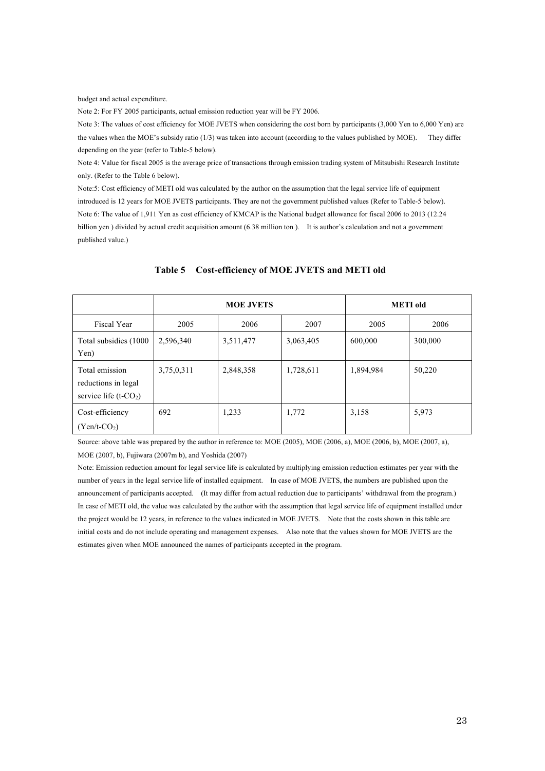budget and actual expenditure.

Note 2: For FY 2005 participants, actual emission reduction year will be FY 2006.

Note 3: The values of cost efficiency for MOE JVETS when considering the cost born by participants (3,000 Yen to 6,000 Yen) are the values when the MOE's subsidy ratio (1/3) was taken into account (according to the values published by MOE). They differ depending on the year (refer to Table-5 below).

Note 4: Value for fiscal 2005 is the average price of transactions through emission trading system of Mitsubishi Research Institute only. (Refer to the Table 6 below).

Note:5: Cost efficiency of METI old was calculated by the author on the assumption that the legal service life of equipment introduced is 12 years for MOE JVETS participants. They are not the government published values (Refer to Table-5 below).

Note 6: The value of 1,911 Yen as cost efficiency of KMCAP is the National budget allowance for fiscal 2006 to 2013 (12.24 billion yen ) divided by actual credit acquisition amount (6.38 million ton ). It is author's calculation and not a government published value.)

**Table 5 Cost-efficiency of MOE JVETS and METI old**

| | MOE JVETS | | | METI old | |
|---|---|---|---|---|---|
| Fiscal Year | 2005 | 2006 | 2007 | 2005 | 2006 |
| Total subsidies (1000 Yen) | 2,596,340 | 3,511,477 | 3,063,405 | 600,000 | 300,000 |
| Total emission reductions in legal service life (t-$CO_2$) | 3,75,0,311 | 2,848,358 | 1,728,611 | 1,894,984 | 50,220 |
| Cost-efficiency (Yen/t-$CO_2$) | 692 | 1,233 | 1,772 | 3,158 | 5,973 |

Source: above table was prepared by the author in reference to: MOE (2005), MOE (2006, a), MOE (2006, b), MOE (2007, a), MOE (2007, b), Fujiwara (2007m b), and Yoshida (2007)

Note: Emission reduction amount for legal service life is calculated by multiplying emission reduction estimates per year with the number of years in the legal service life of installed equipment. In case of MOE JVETS, the numbers are published upon the announcement of participants accepted. (It may differ from actual reduction due to participants' withdrawal from the program.) In case of METI old, the value was calculated by the author with the assumption that legal service life of equipment installed under the project would be 12 years, in reference to the values indicated in MOE JVETS. Note that the costs shown in this table are initial costs and do not include operating and management expenses. Also note that the values shown for MOE JVETS are the estimates given when MOE announced the names of participants accepted in the program.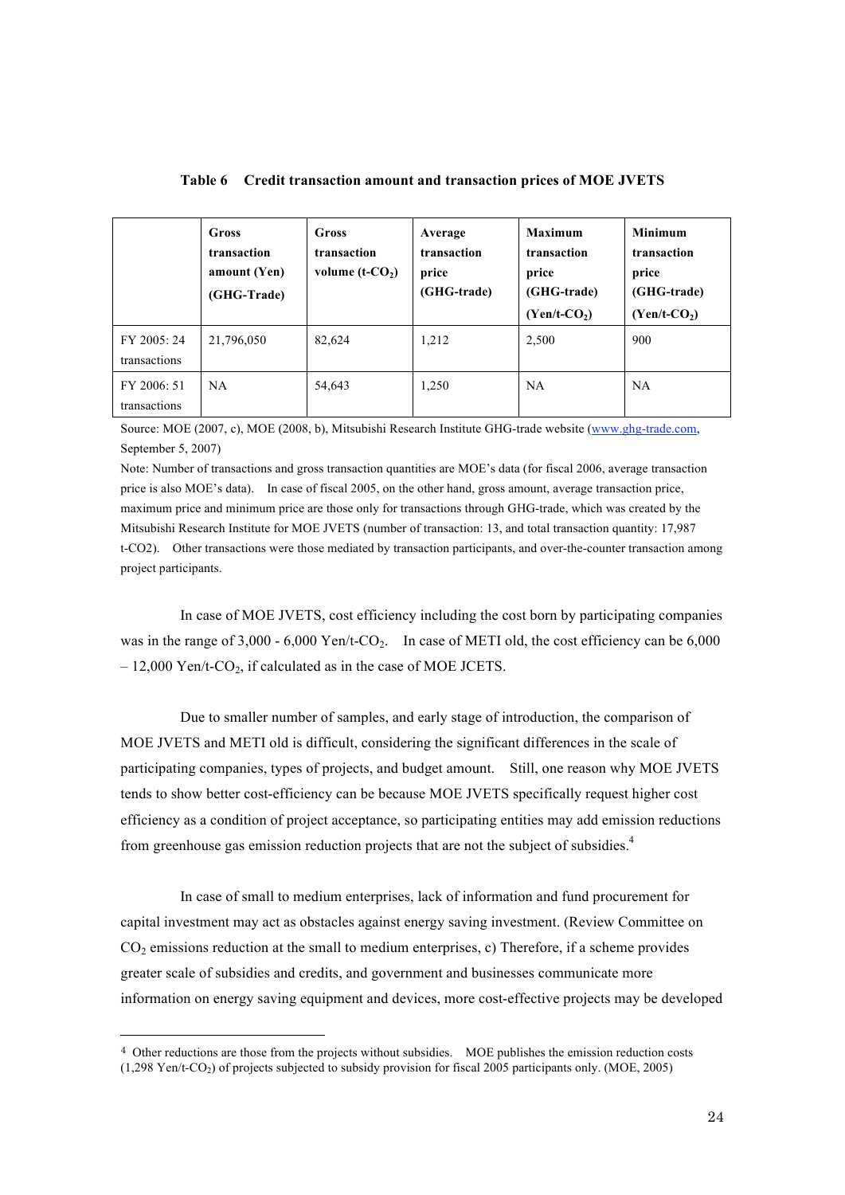**Table 6 Credit transaction amount and transaction prices of MOE JVETS**

| | Gross transaction amount (Yen) (GHG-Trade) | Gross transaction volume (t-$CO_2$) | Average transaction price (GHG-trade) | Maximum transaction price (GHG-trade) (Yen/t-$CO_2$) | Minimum transaction price (GHG-trade) (Yen/t-$CO_2$) |
|---|---|---|---|---|---|
| FY 2005: 24 transactions | 21,796,050 | 82,624 | 1,212 | 2,500 | 900 |
| FY 2006: 51 transactions | NA | 54,643 | 1,250 | NA | NA |

Source: MOE (2007, c), MOE (2008, b), Mitsubishi Research Institute GHG-trade website (www.ghg-trade.com, September 5, 2007)

Note: Number of transactions and gross transaction quantities are MOE's data (for fiscal 2006, average transaction price is also MOE's data). In case of fiscal 2005, on the other hand, gross amount, average transaction price, maximum price and minimum price are those only for transactions through GHG-trade, which was created by the Mitsubishi Research Institute for MOE JVETS (number of transaction: 13, and total transaction quantity: 17,987 t-CO2). Other transactions were those mediated by transaction participants, and over-the-counter transaction among project participants.

In case of MOE JVETS, cost efficiency including the cost born by participating companies was in the range of 3,000 - 6,000 Yen/t-$CO_2$. In case of METI old, the cost efficiency can be 6,000 – 12,000 Yen/t-$CO_2$, if calculated as in the case of MOE JCETS.

Due to smaller number of samples, and early stage of introduction, the comparison of MOE JVETS and METI old is difficult, considering the significant differences in the scale of participating companies, types of projects, and budget amount. Still, one reason why MOE JVETS tends to show better cost-efficiency can be because MOE JVETS specifically request higher cost efficiency as a condition of project acceptance, so participating entities may add emission reductions from greenhouse gas emission reduction projects that are not the subject of subsidies.[4]

In case of small to medium enterprises, lack of information and fund procurement for capital investment may act as obstacles against energy saving investment. (Review Committee on $CO_2$ emissions reduction at the small to medium enterprises, c) Therefore, if a scheme provides greater scale of subsidies and credits, and government and businesses communicate more information on energy saving equipment and devices, more cost-effective projects may be developed

---

[4] Other reductions are those from the projects without subsidies. MOE publishes the emission reduction costs (1,298 Yen/t-$CO_2$) of projects subjected to subsidy provision for fiscal 2005 participants only. (MOE, 2005)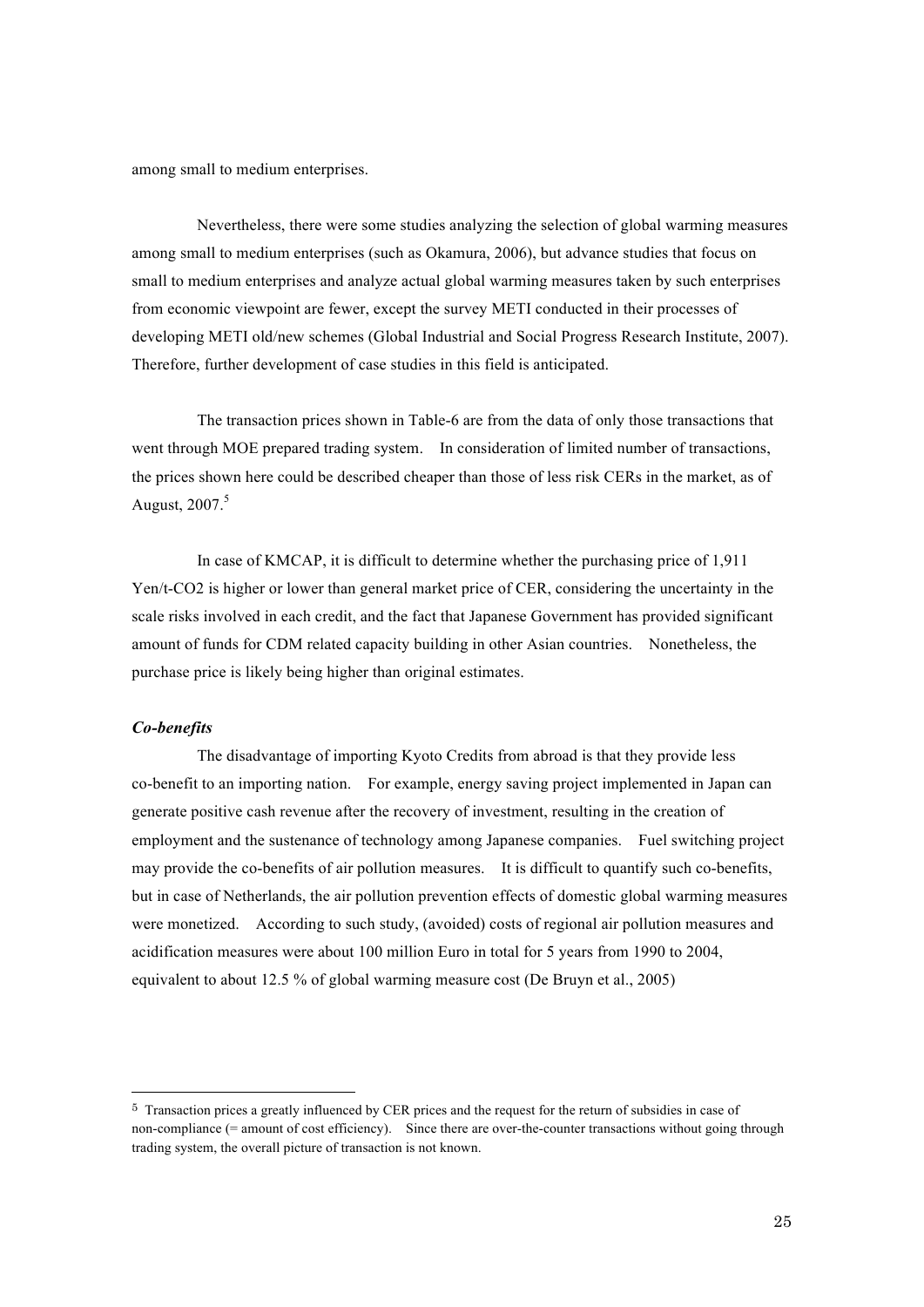among small to medium enterprises.

Nevertheless, there were some studies analyzing the selection of global warming measures among small to medium enterprises (such as Okamura, 2006), but advance studies that focus on small to medium enterprises and analyze actual global warming measures taken by such enterprises from economic viewpoint are fewer, except the survey METI conducted in their processes of developing METI old/new schemes (Global Industrial and Social Progress Research Institute, 2007). Therefore, further development of case studies in this field is anticipated.

The transaction prices shown in Table-6 are from the data of only those transactions that went through MOE prepared trading system. In consideration of limited number of transactions, the prices shown here could be described cheaper than those of less risk CERs in the market, as of August, 2007.[5]

In case of KMCAP, it is difficult to determine whether the purchasing price of 1,911 Yen/t-CO2 is higher or lower than general market price of CER, considering the uncertainty in the scale risks involved in each credit, and the fact that Japanese Government has provided significant amount of funds for CDM related capacity building in other Asian countries. Nonetheless, the purchase price is likely being higher than original estimates.

***Co-benefits***

The disadvantage of importing Kyoto Credits from abroad is that they provide less co-benefit to an importing nation. For example, energy saving project implemented in Japan can generate positive cash revenue after the recovery of investment, resulting in the creation of employment and the sustenance of technology among Japanese companies. Fuel switching project may provide the co-benefits of air pollution measures. It is difficult to quantify such co-benefits, but in case of Netherlands, the air pollution prevention effects of domestic global warming measures were monetized. According to such study, (avoided) costs of regional air pollution measures and acidification measures were about 100 million Euro in total for 5 years from 1990 to 2004, equivalent to about 12.5 % of global warming measure cost (De Bruyn et al., 2005)

---

[5] Transaction prices a greatly influenced by CER prices and the request for the return of subsidies in case of non-compliance (= amount of cost efficiency). Since there are over-the-counter transactions without going through trading system, the overall picture of transaction is not known.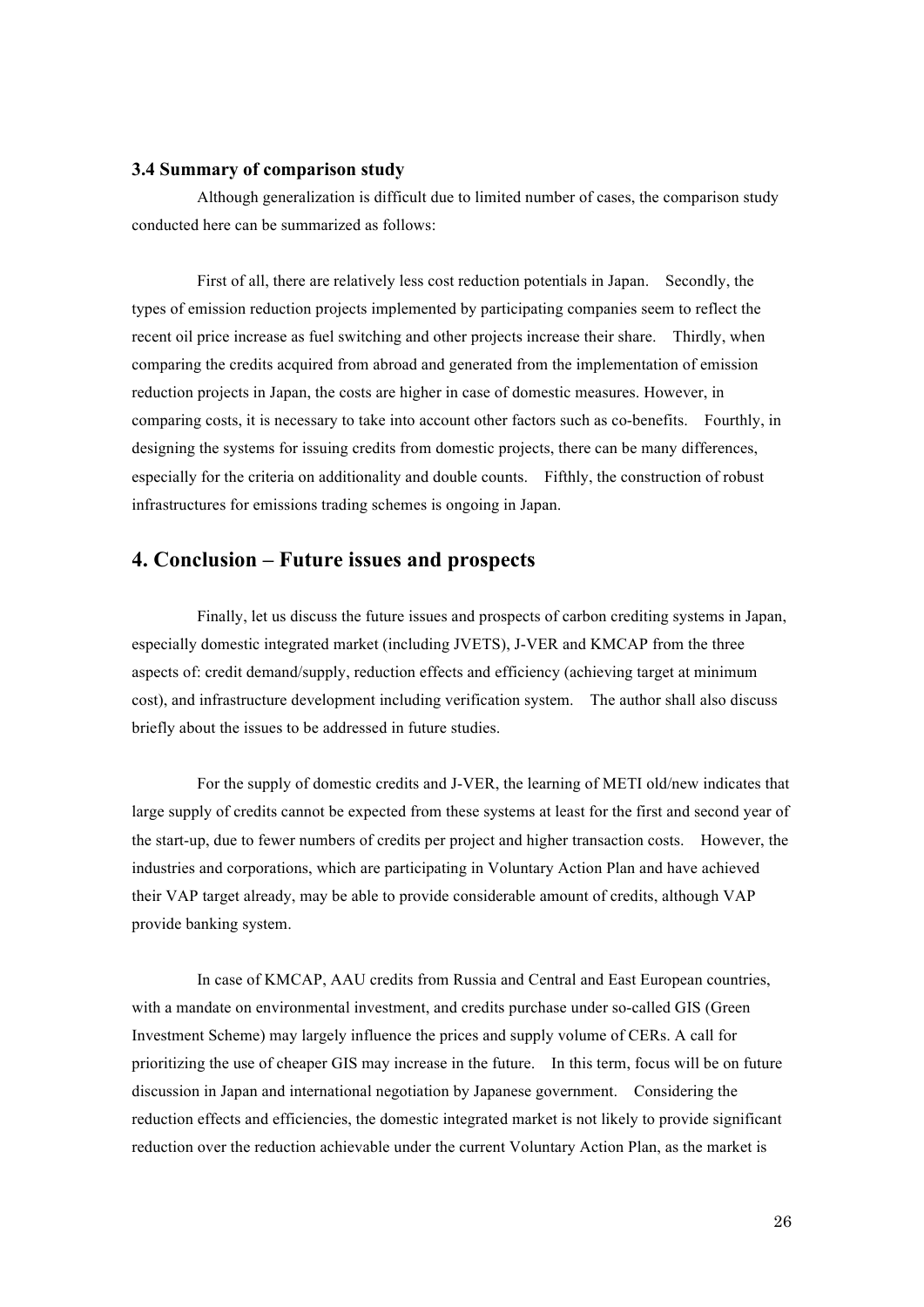### 3.4 Summary of comparison study

Although generalization is difficult due to limited number of cases, the comparison study conducted here can be summarized as follows:

First of all, there are relatively less cost reduction potentials in Japan. Secondly, the types of emission reduction projects implemented by participating companies seem to reflect the recent oil price increase as fuel switching and other projects increase their share. Thirdly, when comparing the credits acquired from abroad and generated from the implementation of emission reduction projects in Japan, the costs are higher in case of domestic measures. However, in comparing costs, it is necessary to take into account other factors such as co-benefits. Fourthly, in designing the systems for issuing credits from domestic projects, there can be many differences, especially for the criteria on additionality and double counts. Fifthly, the construction of robust infrastructures for emissions trading schemes is ongoing in Japan.

## 4. Conclusion – Future issues and prospects

Finally, let us discuss the future issues and prospects of carbon crediting systems in Japan, especially domestic integrated market (including JVETS), J-VER and KMCAP from the three aspects of: credit demand/supply, reduction effects and efficiency (achieving target at minimum cost), and infrastructure development including verification system. The author shall also discuss briefly about the issues to be addressed in future studies.

For the supply of domestic credits and J-VER, the learning of METI old/new indicates that large supply of credits cannot be expected from these systems at least for the first and second year of the start-up, due to fewer numbers of credits per project and higher transaction costs. However, the industries and corporations, which are participating in Voluntary Action Plan and have achieved their VAP target already, may be able to provide considerable amount of credits, although VAP provide banking system.

In case of KMCAP, AAU credits from Russia and Central and East European countries, with a mandate on environmental investment, and credits purchase under so-called GIS (Green Investment Scheme) may largely influence the prices and supply volume of CERs. A call for prioritizing the use of cheaper GIS may increase in the future. In this term, focus will be on future discussion in Japan and international negotiation by Japanese government. Considering the reduction effects and efficiencies, the domestic integrated market is not likely to provide significant reduction over the reduction achievable under the current Voluntary Action Plan, as the market is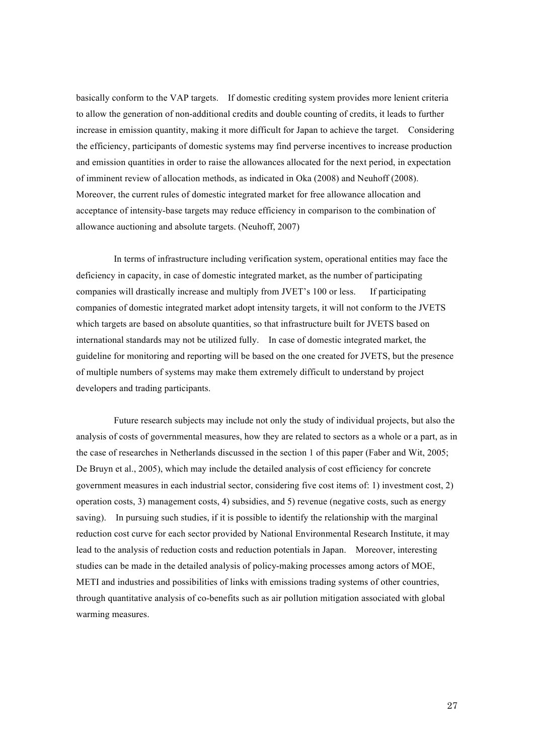basically conform to the VAP targets. If domestic crediting system provides more lenient criteria to allow the generation of non-additional credits and double counting of credits, it leads to further increase in emission quantity, making it more difficult for Japan to achieve the target. Considering the efficiency, participants of domestic systems may find perverse incentives to increase production and emission quantities in order to raise the allowances allocated for the next period, in expectation of imminent review of allocation methods, as indicated in Oka (2008) and Neuhoff (2008). Moreover, the current rules of domestic integrated market for free allowance allocation and acceptance of intensity-base targets may reduce efficiency in comparison to the combination of allowance auctioning and absolute targets. (Neuhoff, 2007)

In terms of infrastructure including verification system, operational entities may face the deficiency in capacity, in case of domestic integrated market, as the number of participating companies will drastically increase and multiply from JVET's 100 or less. If participating companies of domestic integrated market adopt intensity targets, it will not conform to the JVETS which targets are based on absolute quantities, so that infrastructure built for JVETS based on international standards may not be utilized fully. In case of domestic integrated market, the guideline for monitoring and reporting will be based on the one created for JVETS, but the presence of multiple numbers of systems may make them extremely difficult to understand by project developers and trading participants.

Future research subjects may include not only the study of individual projects, but also the analysis of costs of governmental measures, how they are related to sectors as a whole or a part, as in the case of researches in Netherlands discussed in the section 1 of this paper (Faber and Wit, 2005; De Bruyn et al., 2005), which may include the detailed analysis of cost efficiency for concrete government measures in each industrial sector, considering five cost items of: 1) investment cost, 2) operation costs, 3) management costs, 4) subsidies, and 5) revenue (negative costs, such as energy saving). In pursuing such studies, if it is possible to identify the relationship with the marginal reduction cost curve for each sector provided by National Environmental Research Institute, it may lead to the analysis of reduction costs and reduction potentials in Japan. Moreover, interesting studies can be made in the detailed analysis of policy-making processes among actors of MOE, METI and industries and possibilities of links with emissions trading systems of other countries, through quantitative analysis of co-benefits such as air pollution mitigation associated with global warming measures.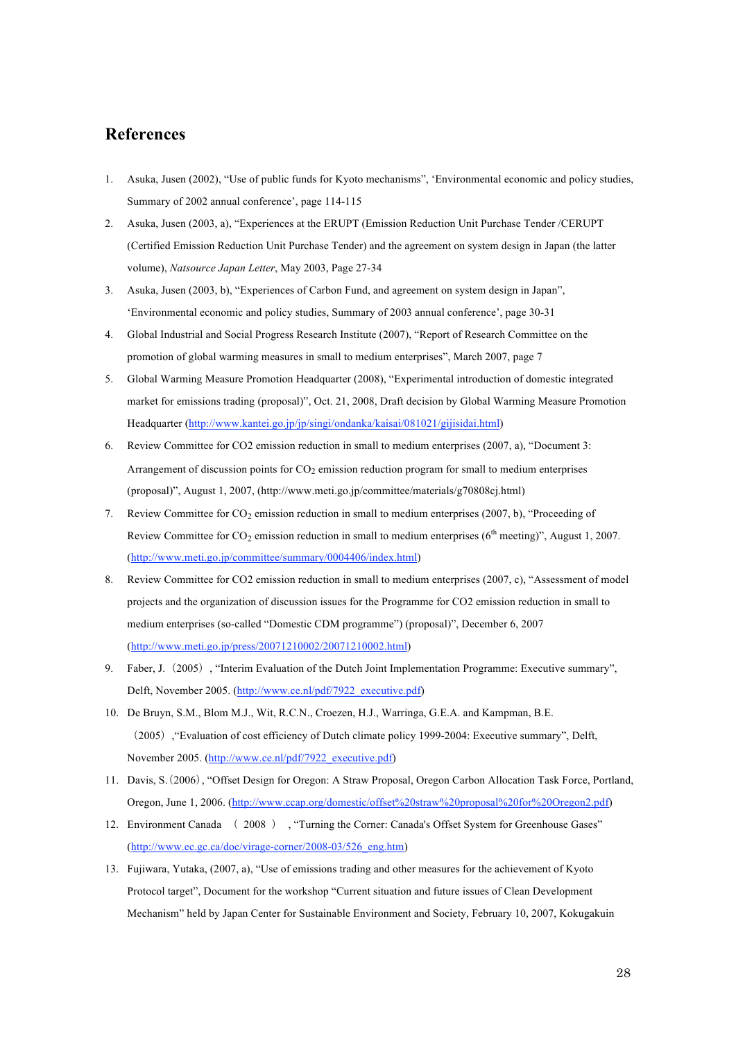## References

1. Asuka, Jusen (2002), "Use of public funds for Kyoto mechanisms", 'Environmental economic and policy studies, Summary of 2002 annual conference', page 114-115
2. Asuka, Jusen (2003, a), "Experiences at the ERUPT (Emission Reduction Unit Purchase Tender /CERUPT (Certified Emission Reduction Unit Purchase Tender) and the agreement on system design in Japan (the latter volume), *Natsource Japan Letter*, May 2003, Page 27-34
3. Asuka, Jusen (2003, b), "Experiences of Carbon Fund, and agreement on system design in Japan", 'Environmental economic and policy studies, Summary of 2003 annual conference', page 30-31
4. Global Industrial and Social Progress Research Institute (2007), "Report of Research Committee on the promotion of global warming measures in small to medium enterprises", March 2007, page 7
5. Global Warming Measure Promotion Headquarter (2008), "Experimental introduction of domestic integrated market for emissions trading (proposal)", Oct. 21, 2008, Draft decision by Global Warming Measure Promotion Headquarter (http://www.kantei.go.jp/jp/singi/ondanka/kaisai/081021/gijisidai.html)
6. Review Committee for CO2 emission reduction in small to medium enterprises (2007, a), "Document 3: Arrangement of discussion points for $CO_2$ emission reduction program for small to medium enterprises (proposal)", August 1, 2007, (http://www.meti.go.jp/committee/materials/g70808cj.html)
7. Review Committee for $CO_2$ emission reduction in small to medium enterprises (2007, b), "Proceeding of Review Committee for $CO_2$ emission reduction in small to medium enterprises (6$^{th}$ meeting)", August 1, 2007. (http://www.meti.go.jp/committee/summary/0004406/index.html)
8. Review Committee for CO2 emission reduction in small to medium enterprises (2007, c), "Assessment of model projects and the organization of discussion issues for the Programme for CO2 emission reduction in small to medium enterprises (so-called "Domestic CDM programme") (proposal)", December 6, 2007 (http://www.meti.go.jp/press/20071210002/20071210002.html)
9. Faber, J.（2005）, "Interim Evaluation of the Dutch Joint Implementation Programme: Executive summary", Delft, November 2005. (http://www.ce.nl/pdf/7922_executive.pdf)
10. De Bruyn, S.M., Blom M.J., Wit, R.C.N., Croezen, H.J., Warringa, G.E.A. and Kampman, B.E.（2005）,"Evaluation of cost efficiency of Dutch climate policy 1999-2004: Executive summary", Delft, November 2005. (http://www.ce.nl/pdf/7922_executive.pdf)
11. Davis, S.(2006), "Offset Design for Oregon: A Straw Proposal, Oregon Carbon Allocation Task Force, Portland, Oregon, June 1, 2006. (http://www.ccap.org/domestic/offset%20straw%20proposal%20for%20Oregon2.pdf)
12. Environment Canada（2008）, "Turning the Corner: Canada's Offset System for Greenhouse Gases" (http://www.ec.gc.ca/doc/virage-corner/2008-03/526_eng.htm)
13. Fujiwara, Yutaka, (2007, a), "Use of emissions trading and other measures for the achievement of Kyoto Protocol target", Document for the workshop "Current situation and future issues of Clean Development Mechanism" held by Japan Center for Sustainable Environment and Society, February 10, 2007, Kokugakuin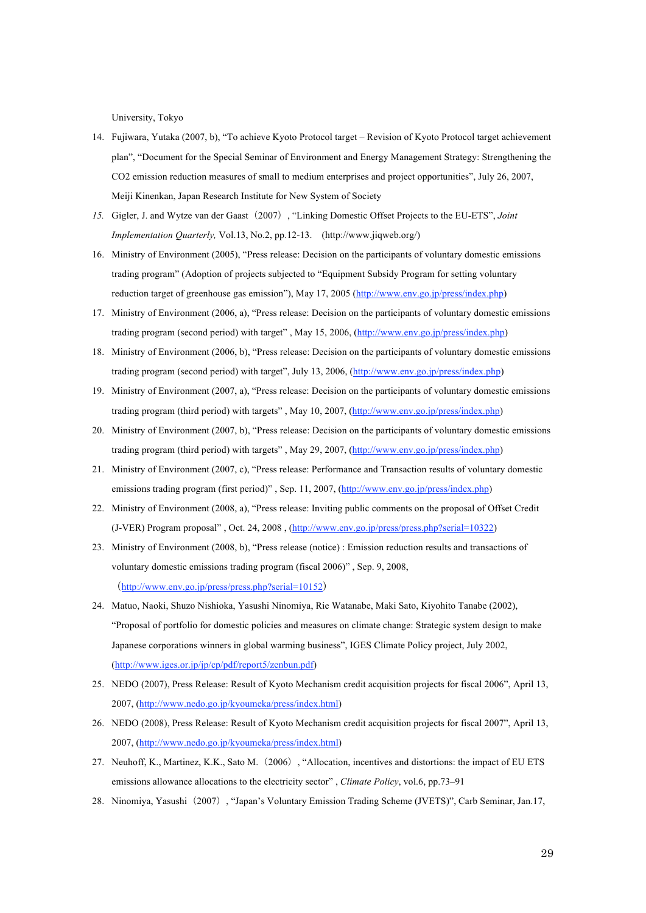University, Tokyo

14. Fujiwara, Yutaka (2007, b), "To achieve Kyoto Protocol target – Revision of Kyoto Protocol target achievement plan", "Document for the Special Seminar of Environment and Energy Management Strategy: Strengthening the CO2 emission reduction measures of small to medium enterprises and project opportunities", July 26, 2007, Meiji Kinenkan, Japan Research Institute for New System of Society
15. Gigler, J. and Wytze van der Gaast（2007）, "Linking Domestic Offset Projects to the EU-ETS", *Joint Implementation Quarterly,* Vol.13, No.2, pp.12-13.　(http://www.jiqweb.org/)
16. Ministry of Environment (2005), "Press release: Decision on the participants of voluntary domestic emissions trading program" (Adoption of projects subjected to "Equipment Subsidy Program for setting voluntary reduction target of greenhouse gas emission"), May 17, 2005 (http://www.env.go.jp/press/index.php)
17. Ministry of Environment (2006, a), "Press release: Decision on the participants of voluntary domestic emissions trading program (second period) with target" , May 15, 2006, (http://www.env.go.jp/press/index.php)
18. Ministry of Environment (2006, b), "Press release: Decision on the participants of voluntary domestic emissions trading program (second period) with target", July 13, 2006, (http://www.env.go.jp/press/index.php)
19. Ministry of Environment (2007, a), "Press release: Decision on the participants of voluntary domestic emissions trading program (third period) with targets" , May 10, 2007, (http://www.env.go.jp/press/index.php)
20. Ministry of Environment (2007, b), "Press release: Decision on the participants of voluntary domestic emissions trading program (third period) with targets" , May 29, 2007, (http://www.env.go.jp/press/index.php)
21. Ministry of Environment (2007, c), "Press release: Performance and Transaction results of voluntary domestic emissions trading program (first period)" , Sep. 11, 2007, (http://www.env.go.jp/press/index.php)
22. Ministry of Environment (2008, a), "Press release: Inviting public comments on the proposal of Offset Credit (J-VER) Program proposal" , Oct. 24, 2008 , (http://www.env.go.jp/press/press.php?serial=10322)
23. Ministry of Environment (2008, b), "Press release (notice) : Emission reduction results and transactions of voluntary domestic emissions trading program (fiscal 2006)" , Sep. 9, 2008, （http://www.env.go.jp/press/press.php?serial=10152）
24. Matuo, Naoki, Shuzo Nishioka, Yasushi Ninomiya, Rie Watanabe, Maki Sato, Kiyohito Tanabe (2002), "Proposal of portfolio for domestic policies and measures on climate change: Strategic system design to make Japanese corporations winners in global warming business", IGES Climate Policy project, July 2002, (http://www.iges.or.jp/jp/cp/pdf/report5/zenbun.pdf)
25. NEDO (2007), Press Release: Result of Kyoto Mechanism credit acquisition projects for fiscal 2006", April 13, 2007, (http://www.nedo.go.jp/kyoumeka/press/index.html)
26. NEDO (2008), Press Release: Result of Kyoto Mechanism credit acquisition projects for fiscal 2007", April 13, 2007, (http://www.nedo.go.jp/kyoumeka/press/index.html)
27. Neuhoff, K., Martinez, K.K., Sato M.（2006）, "Allocation, incentives and distortions: the impact of EU ETS emissions allowance allocations to the electricity sector" , *Climate Policy*, vol.6, pp.73–91
28. Ninomiya, Yasushi（2007）, "Japan's Voluntary Emission Trading Scheme (JVETS)", Carb Seminar, Jan.17,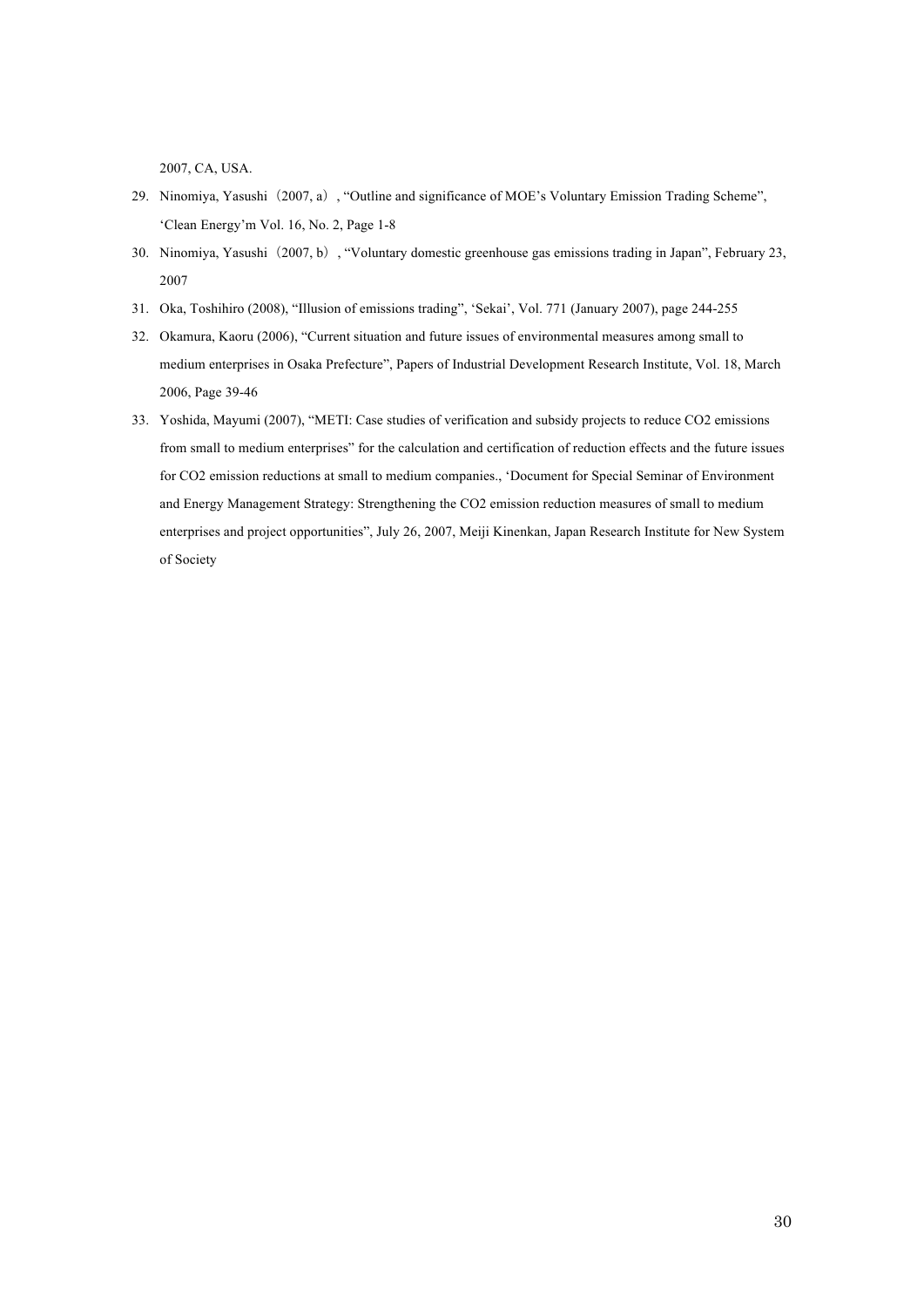2007, CA, USA.

29. Ninomiya, Yasushi（2007, a）, “Outline and significance of MOE’s Voluntary Emission Trading Scheme”, ‘Clean Energy’m Vol. 16, No. 2, Page 1-8
30. Ninomiya, Yasushi（2007, b）, “Voluntary domestic greenhouse gas emissions trading in Japan”, February 23, 2007
31. Oka, Toshihiro (2008), “Illusion of emissions trading”, ‘Sekai’, Vol. 771 (January 2007), page 244-255
32. Okamura, Kaoru (2006), “Current situation and future issues of environmental measures among small to medium enterprises in Osaka Prefecture”, Papers of Industrial Development Research Institute, Vol. 18, March 2006, Page 39-46
33. Yoshida, Mayumi (2007), “METI: Case studies of verification and subsidy projects to reduce CO2 emissions from small to medium enterprises” for the calculation and certification of reduction effects and the future issues for CO2 emission reductions at small to medium companies., ‘Document for Special Seminar of Environment and Energy Management Strategy: Strengthening the CO2 emission reduction measures of small to medium enterprises and project opportunities”, July 26, 2007, Meiji Kinenkan, Japan Research Institute for New System of Society